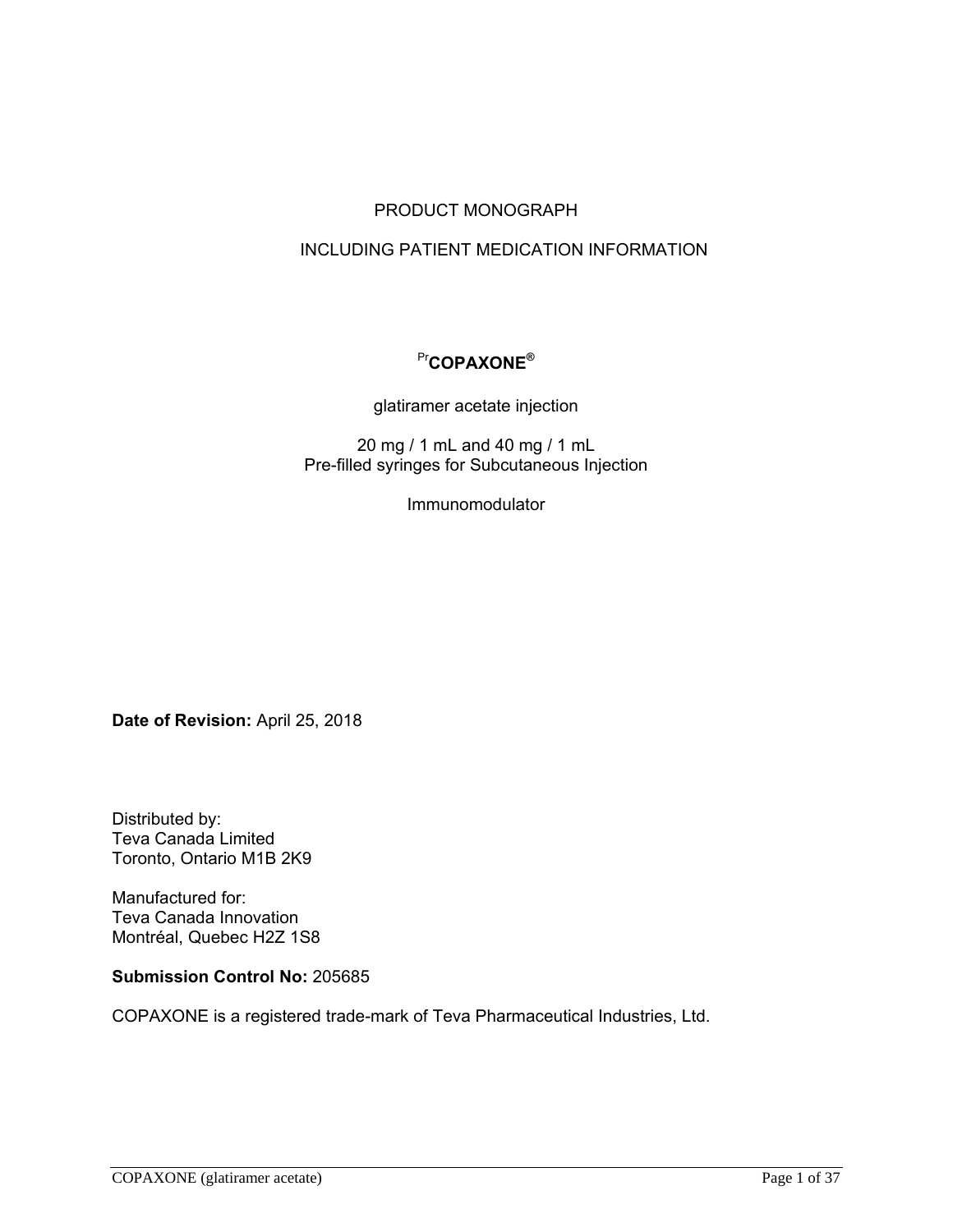PRODUCT MONOGRAPH

INCLUDING PATIENT MEDICATION INFORMATION

[Pr]**COPAXONE®**

glatiramer acetate injection

20 mg / 1 mL and 40 mg / 1 mL
Pre-filled syringes for Subcutaneous Injection

Immunomodulator

**Date of Revision:** April 25, 2018

Distributed by:
Teva Canada Limited
Toronto, Ontario M1B 2K9

Manufactured for:
Teva Canada Innovation
Montréal, Quebec H2Z 1S8

**Submission Control No:** 205685

COPAXONE is a registered trade-mark of Teva Pharmaceutical Industries, Ltd.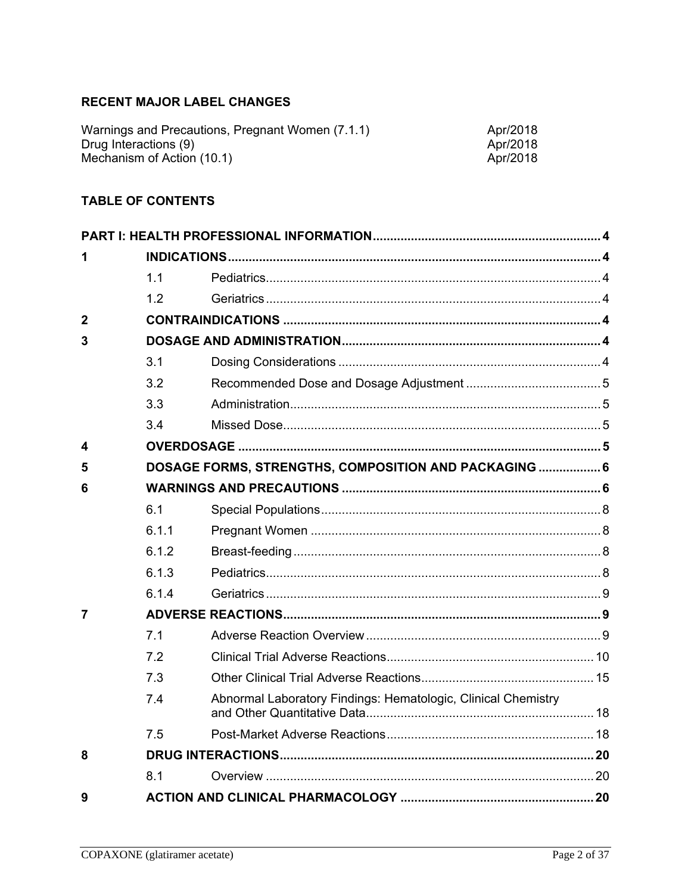## RECENT MAJOR LABEL CHANGES

| | |
|---|---|
| Warnings and Precautions, Pregnant Women (7.1.1) | Apr/2018 |
| Drug Interactions (9) | Apr/2018 |
| Mechanism of Action (10.1) | Apr/2018 |

## TABLE OF CONTENTS

| | | | |
|---|---|---|---|
| **PART I: HEALTH PROFESSIONAL INFORMATION** | | | **4** |
| **1** | **INDICATIONS** | | **4** |
| | 1.1 | Pediatrics | 4 |
| | 1.2 | Geriatrics | 4 |
| **2** | **CONTRAINDICATIONS** | | **4** |
| **3** | **DOSAGE AND ADMINISTRATION** | | **4** |
| | 3.1 | Dosing Considerations | 4 |
| | 3.2 | Recommended Dose and Dosage Adjustment | 5 |
| | 3.3 | Administration | 5 |
| | 3.4 | Missed Dose | 5 |
| **4** | **OVERDOSAGE** | | **5** |
| **5** | **DOSAGE FORMS, STRENGTHS, COMPOSITION AND PACKAGING** | | **6** |
| **6** | **WARNINGS AND PRECAUTIONS** | | **6** |
| | 6.1 | Special Populations | 8 |
| | 6.1.1 | Pregnant Women | 8 |
| | 6.1.2 | Breast-feeding | 8 |
| | 6.1.3 | Pediatrics | 8 |
| | 6.1.4 | Geriatrics | 9 |
| **7** | **ADVERSE REACTIONS** | | **9** |
| | 7.1 | Adverse Reaction Overview | 9 |
| | 7.2 | Clinical Trial Adverse Reactions | 10 |
| | 7.3 | Other Clinical Trial Adverse Reactions | 15 |
| | 7.4 | Abnormal Laboratory Findings: Hematologic, Clinical Chemistry and Other Quantitative Data | 18 |
| | 7.5 | Post-Market Adverse Reactions | 18 |
| **8** | **DRUG INTERACTIONS** | | **20** |
| | 8.1 | Overview | 20 |
| **9** | **ACTION AND CLINICAL PHARMACOLOGY** | | **20** |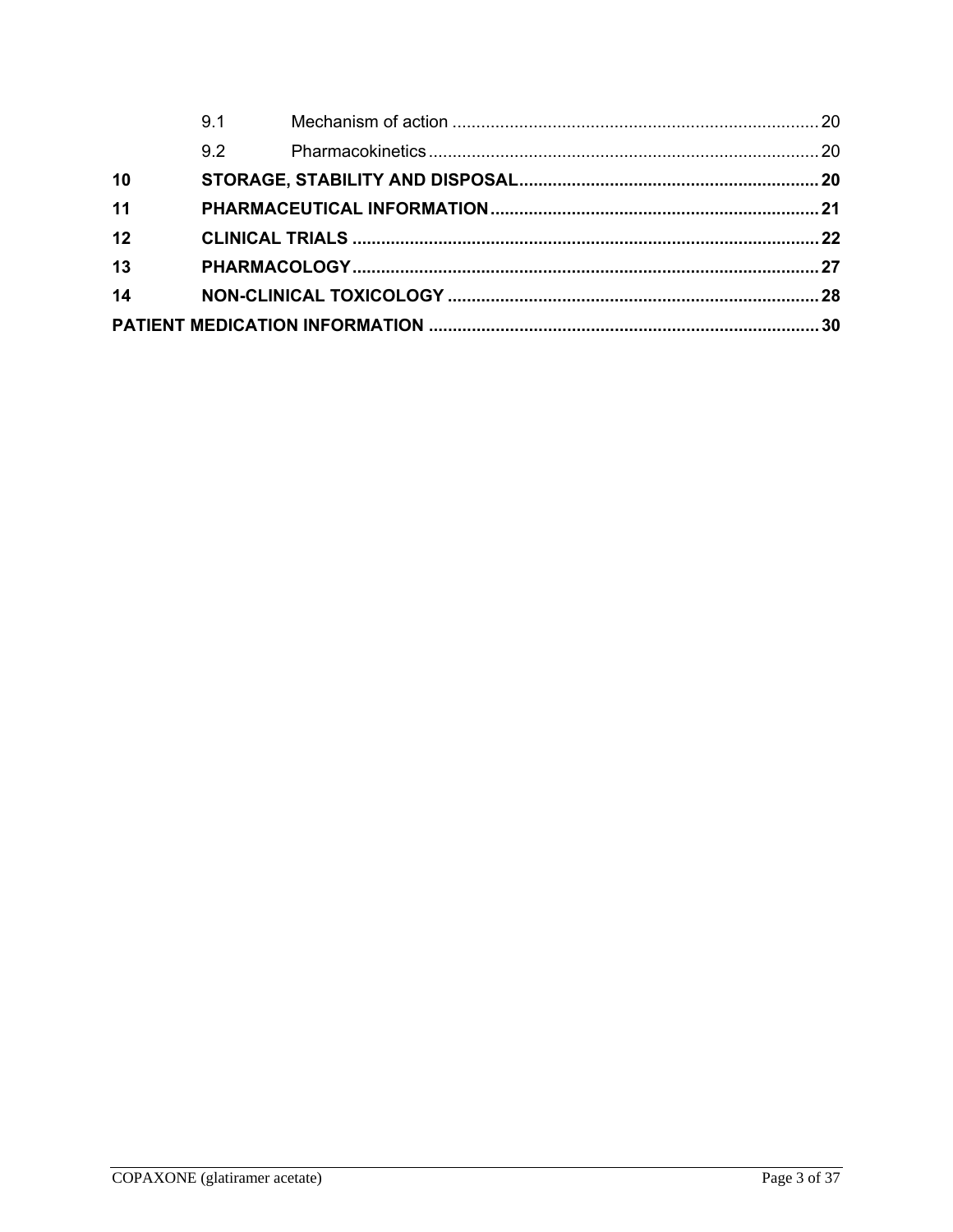9.1 Mechanism of action ............................................................................ 20

9.2 Pharmacokinetics ................................................................................. 20

**10 STORAGE, STABILITY AND DISPOSAL............................................................... 20**

**11 PHARMACEUTICAL INFORMATION..................................................................... 21**

**12 CLINICAL TRIALS ................................................................................................. 22**

**13 PHARMACOLOGY.................................................................................................. 27**

**14 NON-CLINICAL TOXICOLOGY ............................................................................. 28**

**PATIENT MEDICATION INFORMATION .................................................................................. 30**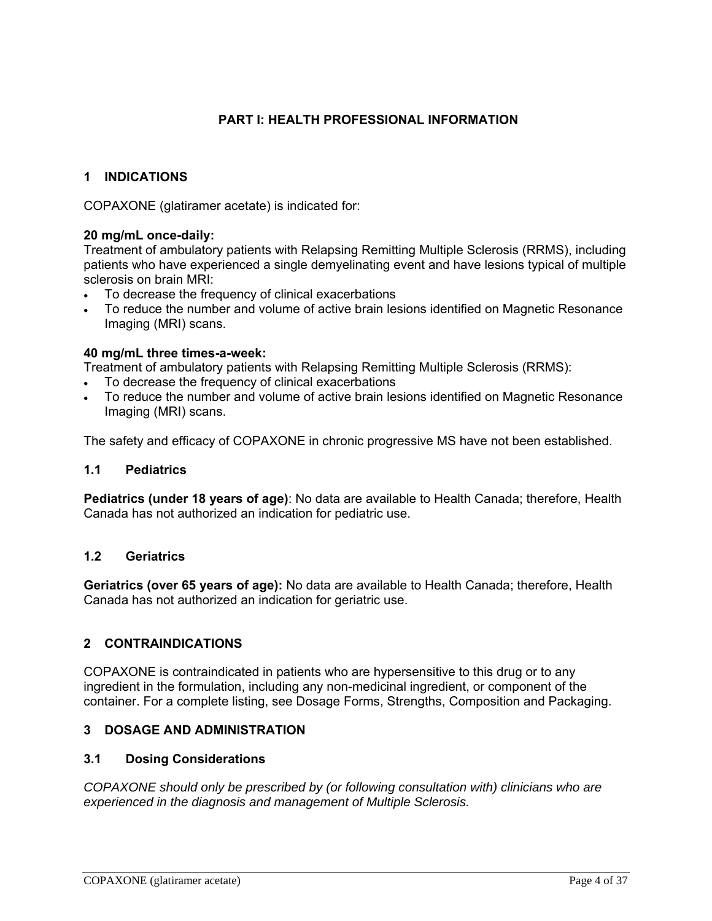# PART I: HEALTH PROFESSIONAL INFORMATION

## 1 INDICATIONS

COPAXONE (glatiramer acetate) is indicated for:

**20 mg/mL once-daily:**
Treatment of ambulatory patients with Relapsing Remitting Multiple Sclerosis (RRMS), including patients who have experienced a single demyelinating event and have lesions typical of multiple sclerosis on brain MRI:

- To decrease the frequency of clinical exacerbations
- To reduce the number and volume of active brain lesions identified on Magnetic Resonance Imaging (MRI) scans.

**40 mg/mL three times-a-week:**
Treatment of ambulatory patients with Relapsing Remitting Multiple Sclerosis (RRMS):

- To decrease the frequency of clinical exacerbations
- To reduce the number and volume of active brain lesions identified on Magnetic Resonance Imaging (MRI) scans.

The safety and efficacy of COPAXONE in chronic progressive MS have not been established.

### 1.1 Pediatrics

**Pediatrics (under 18 years of age)**: No data are available to Health Canada; therefore, Health Canada has not authorized an indication for pediatric use.

### 1.2 Geriatrics

**Geriatrics (over 65 years of age):** No data are available to Health Canada; therefore, Health Canada has not authorized an indication for geriatric use.

## 2 CONTRAINDICATIONS

COPAXONE is contraindicated in patients who are hypersensitive to this drug or to any ingredient in the formulation, including any non-medicinal ingredient, or component of the container. For a complete listing, see Dosage Forms, Strengths, Composition and Packaging.

## 3 DOSAGE AND ADMINISTRATION

### 3.1 Dosing Considerations

*COPAXONE should only be prescribed by (or following consultation with) clinicians who are experienced in the diagnosis and management of Multiple Sclerosis.*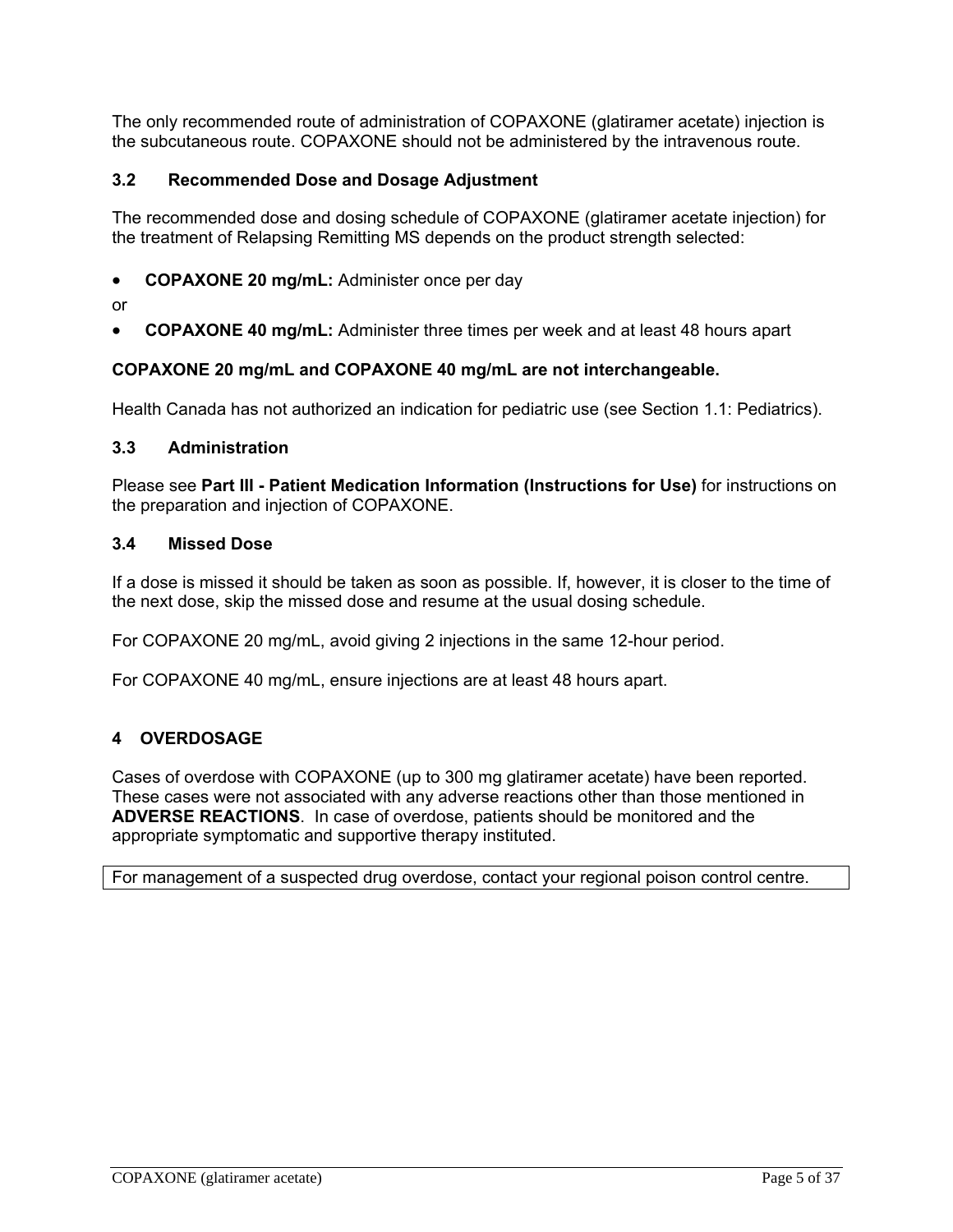The only recommended route of administration of COPAXONE (glatiramer acetate) injection is the subcutaneous route. COPAXONE should not be administered by the intravenous route.

### 3.2 Recommended Dose and Dosage Adjustment

The recommended dose and dosing schedule of COPAXONE (glatiramer acetate injection) for the treatment of Relapsing Remitting MS depends on the product strength selected:

- **COPAXONE 20 mg/mL:** Administer once per day

or

- **COPAXONE 40 mg/mL:** Administer three times per week and at least 48 hours apart

**COPAXONE 20 mg/mL and COPAXONE 40 mg/mL are not interchangeable.**

Health Canada has not authorized an indication for pediatric use (see Section 1.1: Pediatrics).

### 3.3 Administration

Please see **Part III - Patient Medication Information (Instructions for Use)** for instructions on the preparation and injection of COPAXONE.

### 3.4 Missed Dose

If a dose is missed it should be taken as soon as possible. If, however, it is closer to the time of the next dose, skip the missed dose and resume at the usual dosing schedule.

For COPAXONE 20 mg/mL, avoid giving 2 injections in the same 12-hour period.

For COPAXONE 40 mg/mL, ensure injections are at least 48 hours apart.

## 4 OVERDOSAGE

Cases of overdose with COPAXONE (up to 300 mg glatiramer acetate) have been reported. These cases were not associated with any adverse reactions other than those mentioned in **ADVERSE REACTIONS**. In case of overdose, patients should be monitored and the appropriate symptomatic and supportive therapy instituted.

| For management of a suspected drug overdose, contact your regional poison control centre. |
|---|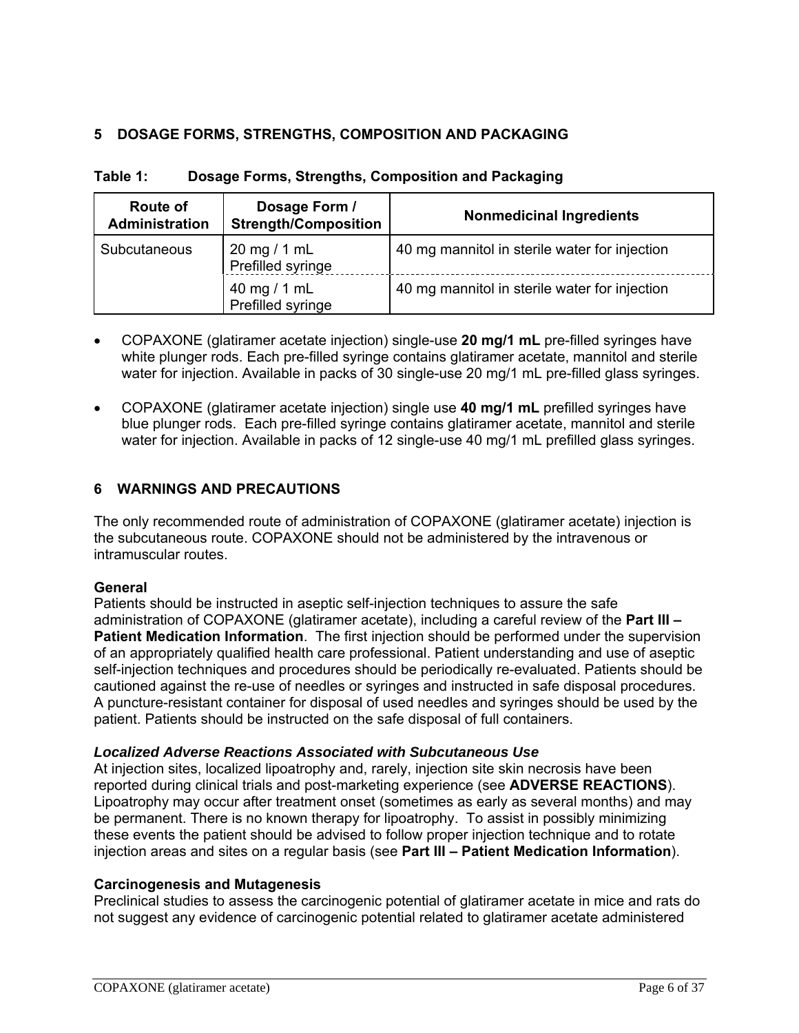## 5 DOSAGE FORMS, STRENGTHS, COMPOSITION AND PACKAGING

**Table 1: Dosage Forms, Strengths, Composition and Packaging**

| Route of Administration | Dosage Form / Strength/Composition | Nonmedicinal Ingredients |
|---|---|---|
| Subcutaneous | 20 mg / 1 mL Prefilled syringe | 40 mg mannitol in sterile water for injection |
| | 40 mg / 1 mL Prefilled syringe | 40 mg mannitol in sterile water for injection |

- COPAXONE (glatiramer acetate injection) single-use **20 mg/1 mL** pre-filled syringes have white plunger rods. Each pre-filled syringe contains glatiramer acetate, mannitol and sterile water for injection. Available in packs of 30 single-use 20 mg/1 mL pre-filled glass syringes.

- COPAXONE (glatiramer acetate injection) single use **40 mg/1 mL** prefilled syringes have blue plunger rods. Each pre-filled syringe contains glatiramer acetate, mannitol and sterile water for injection. Available in packs of 12 single-use 40 mg/1 mL prefilled glass syringes.

## 6 WARNINGS AND PRECAUTIONS

The only recommended route of administration of COPAXONE (glatiramer acetate) injection is the subcutaneous route. COPAXONE should not be administered by the intravenous or intramuscular routes.

**General**

Patients should be instructed in aseptic self-injection techniques to assure the safe administration of COPAXONE (glatiramer acetate), including a careful review of the **Part III – Patient Medication Information**. The first injection should be performed under the supervision of an appropriately qualified health care professional. Patient understanding and use of aseptic self-injection techniques and procedures should be periodically re-evaluated. Patients should be cautioned against the re-use of needles or syringes and instructed in safe disposal procedures. A puncture-resistant container for disposal of used needles and syringes should be used by the patient. Patients should be instructed on the safe disposal of full containers.

***Localized Adverse Reactions Associated with Subcutaneous Use***

At injection sites, localized lipoatrophy and, rarely, injection site skin necrosis have been reported during clinical trials and post-marketing experience (see **ADVERSE REACTIONS**). Lipoatrophy may occur after treatment onset (sometimes as early as several months) and may be permanent. There is no known therapy for lipoatrophy. To assist in possibly minimizing these events the patient should be advised to follow proper injection technique and to rotate injection areas and sites on a regular basis (see **Part III – Patient Medication Information**).

**Carcinogenesis and Mutagenesis**

Preclinical studies to assess the carcinogenic potential of glatiramer acetate in mice and rats do not suggest any evidence of carcinogenic potential related to glatiramer acetate administered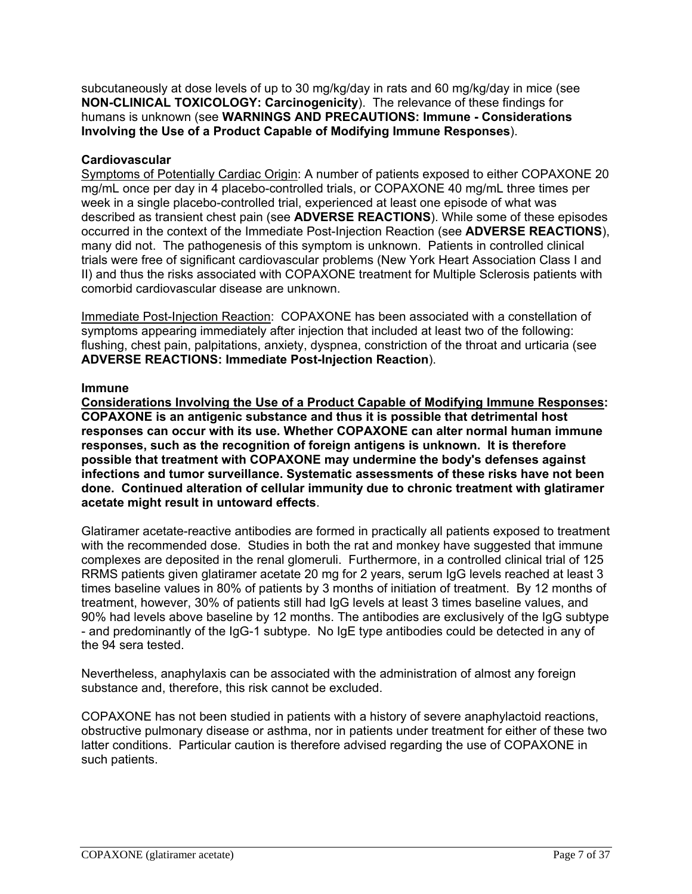subcutaneously at dose levels of up to 30 mg/kg/day in rats and 60 mg/kg/day in mice (see **NON-CLINICAL TOXICOLOGY: Carcinogenicity**). The relevance of these findings for humans is unknown (see **WARNINGS AND PRECAUTIONS: Immune - Considerations Involving the Use of a Product Capable of Modifying Immune Responses**).

**Cardiovascular**

Symptoms of Potentially Cardiac Origin: A number of patients exposed to either COPAXONE 20 mg/mL once per day in 4 placebo-controlled trials, or COPAXONE 40 mg/mL three times per week in a single placebo-controlled trial, experienced at least one episode of what was described as transient chest pain (see **ADVERSE REACTIONS**). While some of these episodes occurred in the context of the Immediate Post-Injection Reaction (see **ADVERSE REACTIONS**), many did not. The pathogenesis of this symptom is unknown. Patients in controlled clinical trials were free of significant cardiovascular problems (New York Heart Association Class I and II) and thus the risks associated with COPAXONE treatment for Multiple Sclerosis patients with comorbid cardiovascular disease are unknown.

Immediate Post-Injection Reaction: COPAXONE has been associated with a constellation of symptoms appearing immediately after injection that included at least two of the following: flushing, chest pain, palpitations, anxiety, dyspnea, constriction of the throat and urticaria (see **ADVERSE REACTIONS: Immediate Post-Injection Reaction**).

**Immune**

**Considerations Involving the Use of a Product Capable of Modifying Immune Responses: COPAXONE is an antigenic substance and thus it is possible that detrimental host responses can occur with its use. Whether COPAXONE can alter normal human immune responses, such as the recognition of foreign antigens is unknown. It is therefore possible that treatment with COPAXONE may undermine the body's defenses against infections and tumor surveillance. Systematic assessments of these risks have not been done. Continued alteration of cellular immunity due to chronic treatment with glatiramer acetate might result in untoward effects**.

Glatiramer acetate-reactive antibodies are formed in practically all patients exposed to treatment with the recommended dose. Studies in both the rat and monkey have suggested that immune complexes are deposited in the renal glomeruli. Furthermore, in a controlled clinical trial of 125 RRMS patients given glatiramer acetate 20 mg for 2 years, serum IgG levels reached at least 3 times baseline values in 80% of patients by 3 months of initiation of treatment. By 12 months of treatment, however, 30% of patients still had IgG levels at least 3 times baseline values, and 90% had levels above baseline by 12 months. The antibodies are exclusively of the IgG subtype - and predominantly of the IgG-1 subtype. No IgE type antibodies could be detected in any of the 94 sera tested.

Nevertheless, anaphylaxis can be associated with the administration of almost any foreign substance and, therefore, this risk cannot be excluded.

COPAXONE has not been studied in patients with a history of severe anaphylactoid reactions, obstructive pulmonary disease or asthma, nor in patients under treatment for either of these two latter conditions. Particular caution is therefore advised regarding the use of COPAXONE in such patients.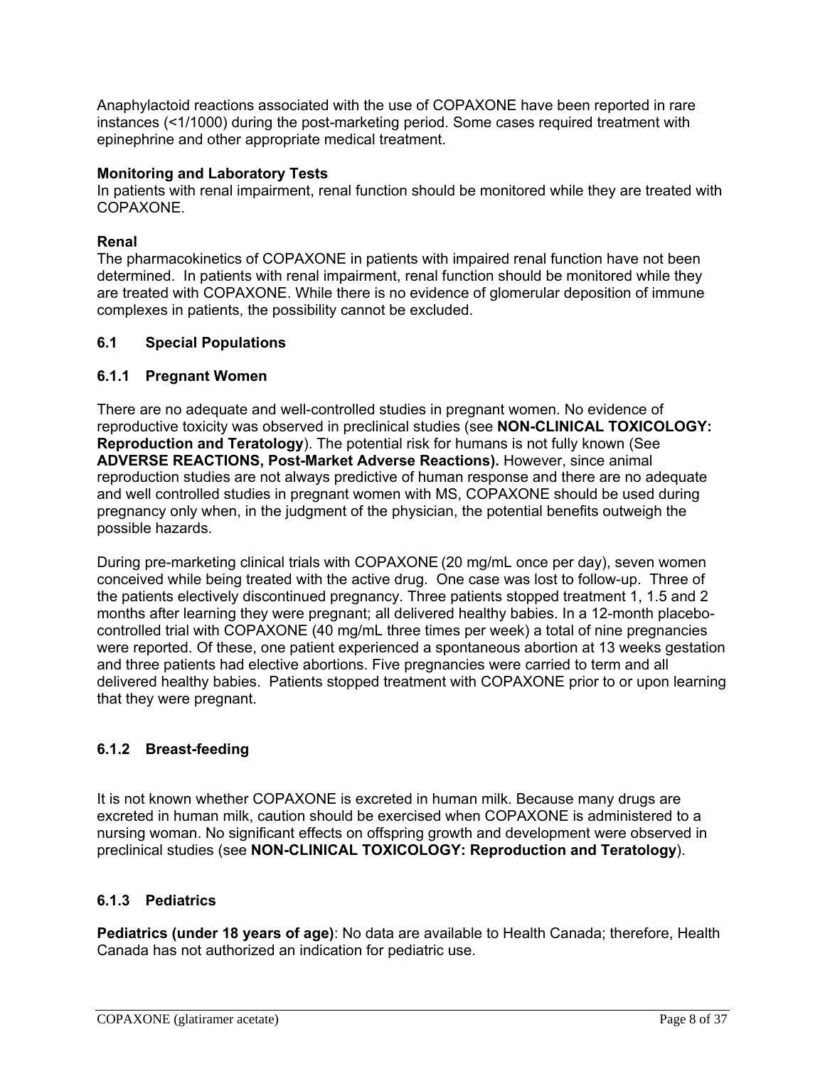Anaphylactoid reactions associated with the use of COPAXONE have been reported in rare instances (<1/1000) during the post-marketing period. Some cases required treatment with epinephrine and other appropriate medical treatment.

**Monitoring and Laboratory Tests**
In patients with renal impairment, renal function should be monitored while they are treated with COPAXONE.

**Renal**
The pharmacokinetics of COPAXONE in patients with impaired renal function have not been determined. In patients with renal impairment, renal function should be monitored while they are treated with COPAXONE. While there is no evidence of glomerular deposition of immune complexes in patients, the possibility cannot be excluded.

### 6.1 Special Populations

#### 6.1.1 Pregnant Women

There are no adequate and well-controlled studies in pregnant women. No evidence of reproductive toxicity was observed in preclinical studies (see **NON-CLINICAL TOXICOLOGY: Reproduction and Teratology**). The potential risk for humans is not fully known (See **ADVERSE REACTIONS, Post-Market Adverse Reactions).** However, since animal reproduction studies are not always predictive of human response and there are no adequate and well controlled studies in pregnant women with MS, COPAXONE should be used during pregnancy only when, in the judgment of the physician, the potential benefits outweigh the possible hazards.

During pre-marketing clinical trials with COPAXONE (20 mg/mL once per day), seven women conceived while being treated with the active drug. One case was lost to follow-up. Three of the patients electively discontinued pregnancy. Three patients stopped treatment 1, 1.5 and 2 months after learning they were pregnant; all delivered healthy babies. In a 12-month placebo-controlled trial with COPAXONE (40 mg/mL three times per week) a total of nine pregnancies were reported. Of these, one patient experienced a spontaneous abortion at 13 weeks gestation and three patients had elective abortions. Five pregnancies were carried to term and all delivered healthy babies. Patients stopped treatment with COPAXONE prior to or upon learning that they were pregnant.

#### 6.1.2 Breast-feeding

It is not known whether COPAXONE is excreted in human milk. Because many drugs are excreted in human milk, caution should be exercised when COPAXONE is administered to a nursing woman. No significant effects on offspring growth and development were observed in preclinical studies (see **NON-CLINICAL TOXICOLOGY: Reproduction and Teratology**).

#### 6.1.3 Pediatrics

**Pediatrics (under 18 years of age)**: No data are available to Health Canada; therefore, Health Canada has not authorized an indication for pediatric use.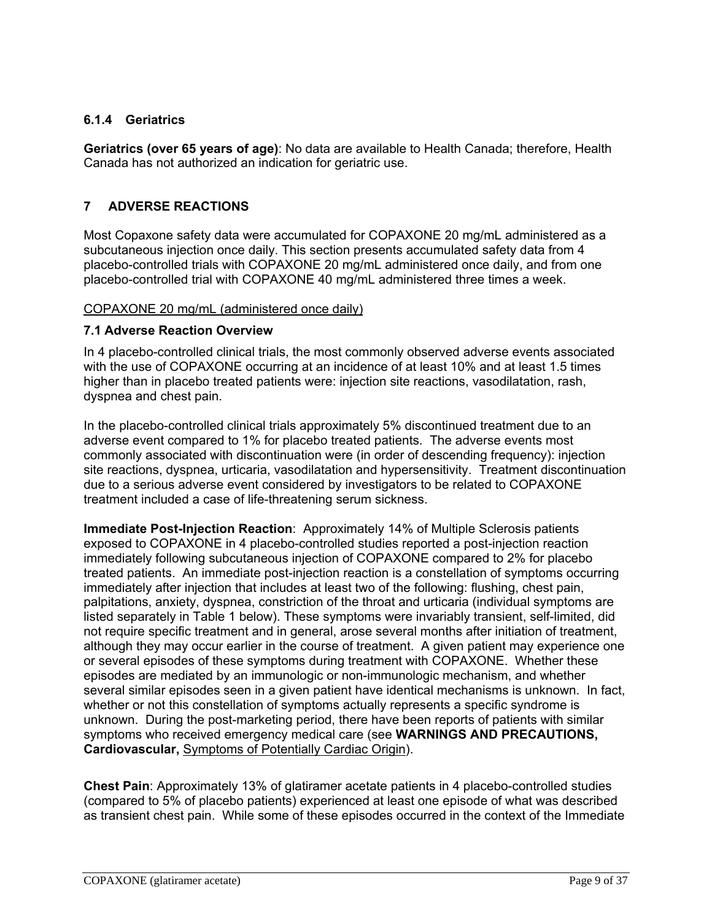### 6.1.4 Geriatrics

**Geriatrics (over 65 years of age)**: No data are available to Health Canada; therefore, Health Canada has not authorized an indication for geriatric use.

## 7 ADVERSE REACTIONS

Most Copaxone safety data were accumulated for COPAXONE 20 mg/mL administered as a subcutaneous injection once daily. This section presents accumulated safety data from 4 placebo-controlled trials with COPAXONE 20 mg/mL administered once daily, and from one placebo-controlled trial with COPAXONE 40 mg/mL administered three times a week.

COPAXONE 20 mg/mL (administered once daily)

### 7.1 Adverse Reaction Overview

In 4 placebo-controlled clinical trials, the most commonly observed adverse events associated with the use of COPAXONE occurring at an incidence of at least 10% and at least 1.5 times higher than in placebo treated patients were: injection site reactions, vasodilatation, rash, dyspnea and chest pain.

In the placebo-controlled clinical trials approximately 5% discontinued treatment due to an adverse event compared to 1% for placebo treated patients. The adverse events most commonly associated with discontinuation were (in order of descending frequency): injection site reactions, dyspnea, urticaria, vasodilatation and hypersensitivity. Treatment discontinuation due to a serious adverse event considered by investigators to be related to COPAXONE treatment included a case of life-threatening serum sickness.

**Immediate Post-Injection Reaction**: Approximately 14% of Multiple Sclerosis patients exposed to COPAXONE in 4 placebo-controlled studies reported a post-injection reaction immediately following subcutaneous injection of COPAXONE compared to 2% for placebo treated patients. An immediate post-injection reaction is a constellation of symptoms occurring immediately after injection that includes at least two of the following: flushing, chest pain, palpitations, anxiety, dyspnea, constriction of the throat and urticaria (individual symptoms are listed separately in Table 1 below). These symptoms were invariably transient, self-limited, did not require specific treatment and in general, arose several months after initiation of treatment, although they may occur earlier in the course of treatment. A given patient may experience one or several episodes of these symptoms during treatment with COPAXONE. Whether these episodes are mediated by an immunologic or non-immunologic mechanism, and whether several similar episodes seen in a given patient have identical mechanisms is unknown. In fact, whether or not this constellation of symptoms actually represents a specific syndrome is unknown. During the post-marketing period, there have been reports of patients with similar symptoms who received emergency medical care (see **WARNINGS AND PRECAUTIONS, Cardiovascular,** Symptoms of Potentially Cardiac Origin).

**Chest Pain**: Approximately 13% of glatiramer acetate patients in 4 placebo-controlled studies (compared to 5% of placebo patients) experienced at least one episode of what was described as transient chest pain. While some of these episodes occurred in the context of the Immediate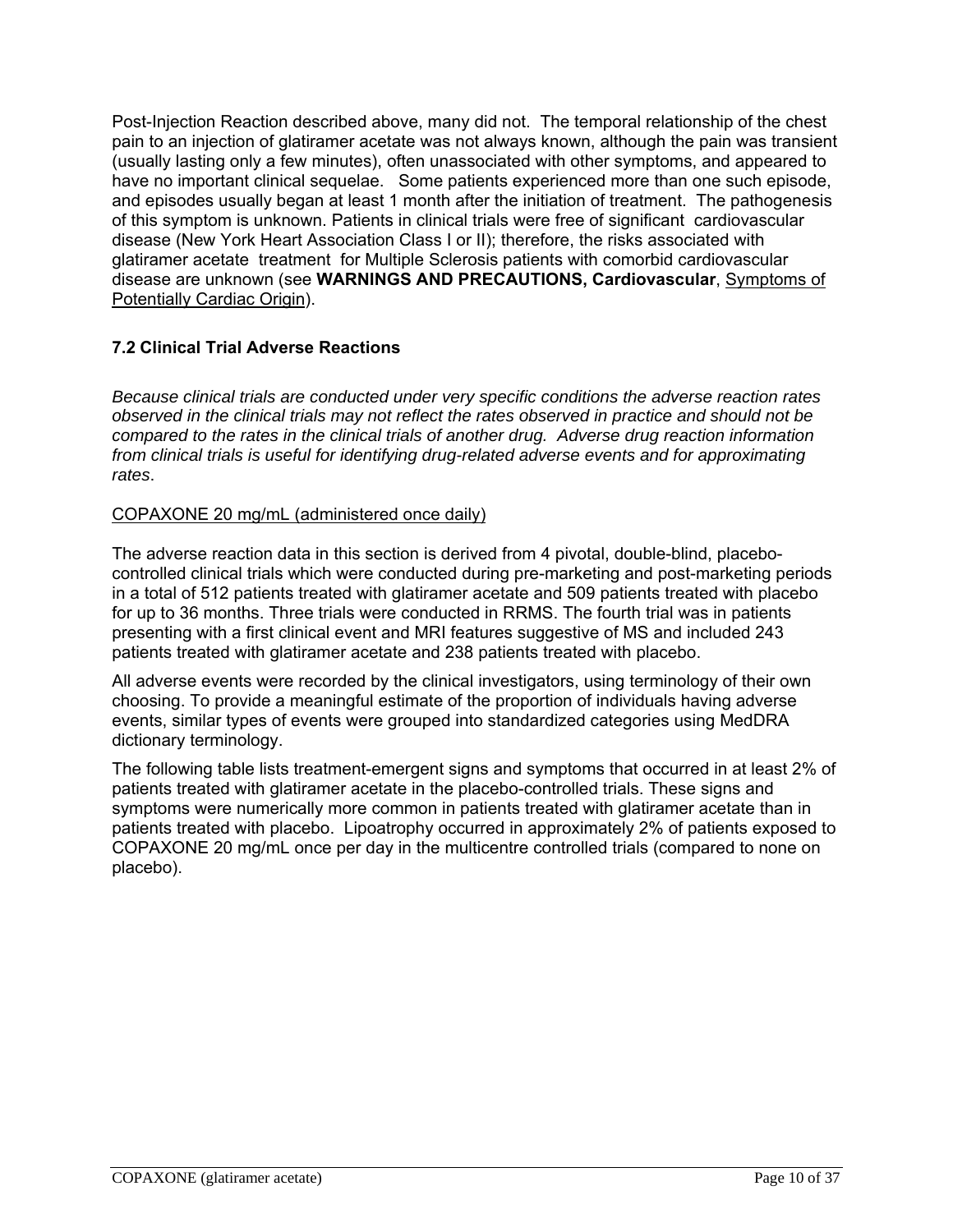Post-Injection Reaction described above, many did not. The temporal relationship of the chest pain to an injection of glatiramer acetate was not always known, although the pain was transient (usually lasting only a few minutes), often unassociated with other symptoms, and appeared to have no important clinical sequelae. Some patients experienced more than one such episode, and episodes usually began at least 1 month after the initiation of treatment. The pathogenesis of this symptom is unknown. Patients in clinical trials were free of significant cardiovascular disease (New York Heart Association Class I or II); therefore, the risks associated with glatiramer acetate treatment for Multiple Sclerosis patients with comorbid cardiovascular disease are unknown (see **WARNINGS AND PRECAUTIONS, Cardiovascular**, Symptoms of Potentially Cardiac Origin).

### 7.2 Clinical Trial Adverse Reactions

*Because clinical trials are conducted under very specific conditions the adverse reaction rates observed in the clinical trials may not reflect the rates observed in practice and should not be compared to the rates in the clinical trials of another drug. Adverse drug reaction information from clinical trials is useful for identifying drug-related adverse events and for approximating rates*.

COPAXONE 20 mg/mL (administered once daily)

The adverse reaction data in this section is derived from 4 pivotal, double-blind, placebo-controlled clinical trials which were conducted during pre-marketing and post-marketing periods in a total of 512 patients treated with glatiramer acetate and 509 patients treated with placebo for up to 36 months. Three trials were conducted in RRMS. The fourth trial was in patients presenting with a first clinical event and MRI features suggestive of MS and included 243 patients treated with glatiramer acetate and 238 patients treated with placebo.

All adverse events were recorded by the clinical investigators, using terminology of their own choosing. To provide a meaningful estimate of the proportion of individuals having adverse events, similar types of events were grouped into standardized categories using MedDRA dictionary terminology.

The following table lists treatment-emergent signs and symptoms that occurred in at least 2% of patients treated with glatiramer acetate in the placebo-controlled trials. These signs and symptoms were numerically more common in patients treated with glatiramer acetate than in patients treated with placebo. Lipoatrophy occurred in approximately 2% of patients exposed to COPAXONE 20 mg/mL once per day in the multicentre controlled trials (compared to none on placebo).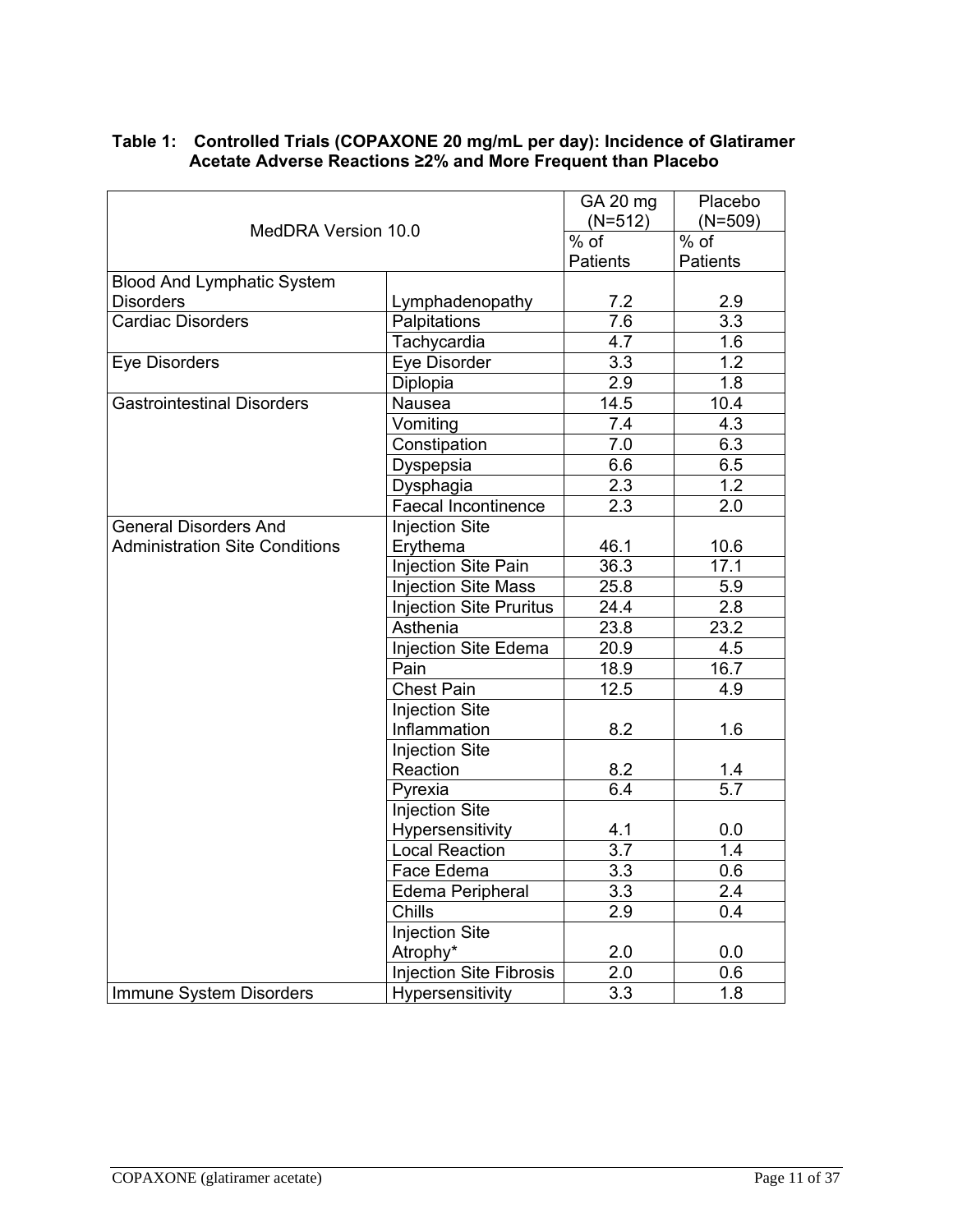**Table 1: Controlled Trials (COPAXONE 20 mg/mL per day): Incidence of Glatiramer Acetate Adverse Reactions ≥2% and More Frequent than Placebo**

| MedDRA Version 10.0 | | GA 20 mg (N=512) | Placebo (N=509) |
|---|---|---|---|
| | | % of Patients | % of Patients |
| Blood And Lymphatic System Disorders | Lymphadenopathy | 7.2 | 2.9 |
| Cardiac Disorders | Palpitations | 7.6 | 3.3 |
| | Tachycardia | 4.7 | 1.6 |
| Eye Disorders | Eye Disorder | 3.3 | 1.2 |
| | Diplopia | 2.9 | 1.8 |
| Gastrointestinal Disorders | Nausea | 14.5 | 10.4 |
| | Vomiting | 7.4 | 4.3 |
| | Constipation | 7.0 | 6.3 |
| | Dyspepsia | 6.6 | 6.5 |
| | Dysphagia | 2.3 | 1.2 |
| | Faecal Incontinence | 2.3 | 2.0 |
| General Disorders And Administration Site Conditions | Injection Site Erythema | 46.1 | 10.6 |
| | Injection Site Pain | 36.3 | 17.1 |
| | Injection Site Mass | 25.8 | 5.9 |
| | Injection Site Pruritus | 24.4 | 2.8 |
| | Asthenia | 23.8 | 23.2 |
| | Injection Site Edema | 20.9 | 4.5 |
| | Pain | 18.9 | 16.7 |
| | Chest Pain | 12.5 | 4.9 |
| | Injection Site Inflammation | 8.2 | 1.6 |
| | Injection Site Reaction | 8.2 | 1.4 |
| | Pyrexia | 6.4 | 5.7 |
| | Injection Site Hypersensitivity | 4.1 | 0.0 |
| | Local Reaction | 3.7 | 1.4 |
| | Face Edema | 3.3 | 0.6 |
| | Edema Peripheral | 3.3 | 2.4 |
| | Chills | 2.9 | 0.4 |
| | Injection Site Atrophy* | 2.0 | 0.0 |
| | Injection Site Fibrosis | 2.0 | 0.6 |
| Immune System Disorders | Hypersensitivity | 3.3 | 1.8 |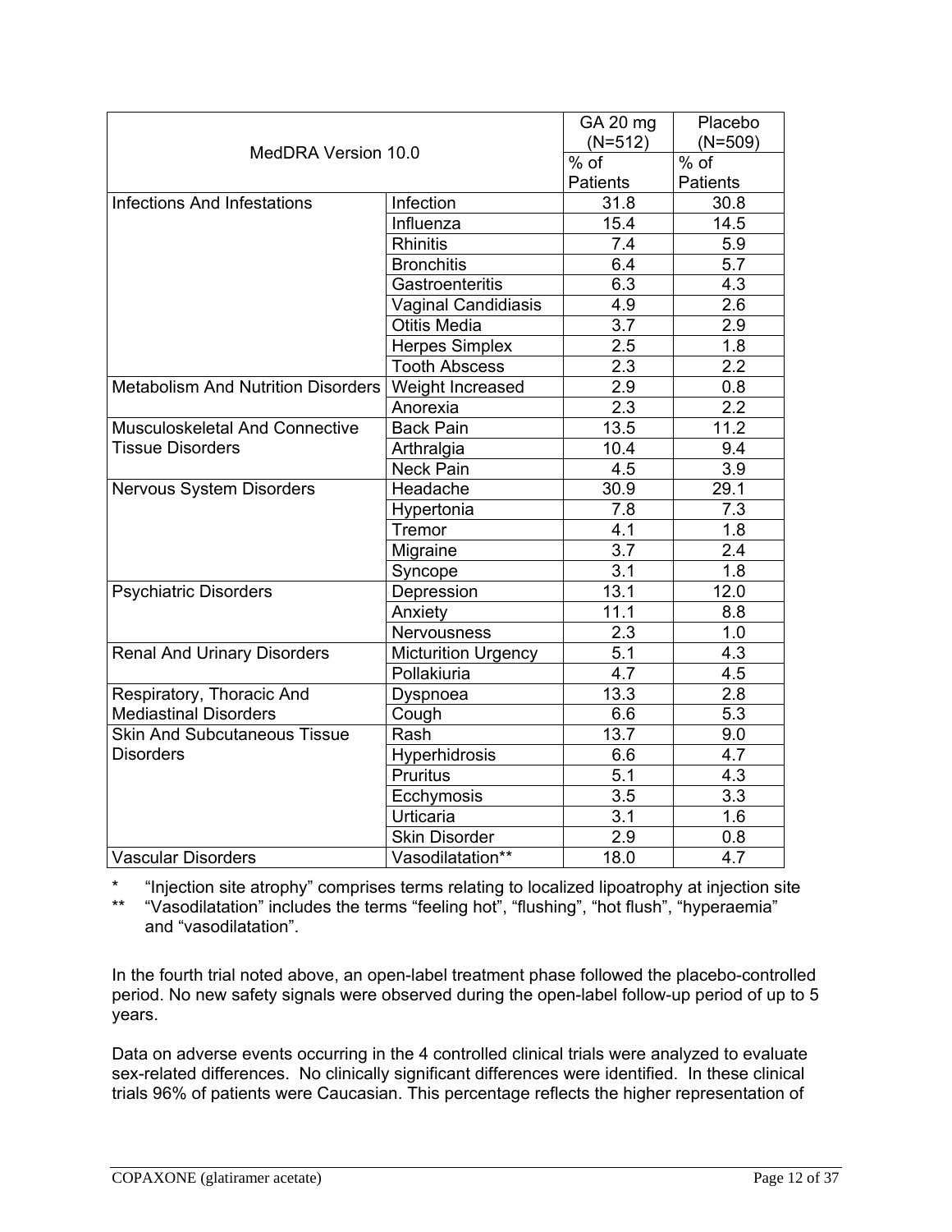| MedDRA Version 10.0 | | GA 20 mg (N=512) | Placebo (N=509) |
|---|---|---|---|
| | | % of Patients | % of Patients |
| Infections And Infestations | Infection | 31.8 | 30.8 |
| | Influenza | 15.4 | 14.5 |
| | Rhinitis | 7.4 | 5.9 |
| | Bronchitis | 6.4 | 5.7 |
| | Gastroenteritis | 6.3 | 4.3 |
| | Vaginal Candidiasis | 4.9 | 2.6 |
| | Otitis Media | 3.7 | 2.9 |
| | Herpes Simplex | 2.5 | 1.8 |
| | Tooth Abscess | 2.3 | 2.2 |
| Metabolism And Nutrition Disorders | Weight Increased | 2.9 | 0.8 |
| | Anorexia | 2.3 | 2.2 |
| Musculoskeletal And Connective Tissue Disorders | Back Pain | 13.5 | 11.2 |
| | Arthralgia | 10.4 | 9.4 |
| | Neck Pain | 4.5 | 3.9 |
| Nervous System Disorders | Headache | 30.9 | 29.1 |
| | Hypertonia | 7.8 | 7.3 |
| | Tremor | 4.1 | 1.8 |
| | Migraine | 3.7 | 2.4 |
| | Syncope | 3.1 | 1.8 |
| Psychiatric Disorders | Depression | 13.1 | 12.0 |
| | Anxiety | 11.1 | 8.8 |
| | Nervousness | 2.3 | 1.0 |
| Renal And Urinary Disorders | Micturition Urgency | 5.1 | 4.3 |
| | Pollakiuria | 4.7 | 4.5 |
| Respiratory, Thoracic And Mediastinal Disorders | Dyspnoea | 13.3 | 2.8 |
| | Cough | 6.6 | 5.3 |
| Skin And Subcutaneous Tissue Disorders | Rash | 13.7 | 9.0 |
| | Hyperhidrosis | 6.6 | 4.7 |
| | Pruritus | 5.1 | 4.3 |
| | Ecchymosis | 3.5 | 3.3 |
| | Urticaria | 3.1 | 1.6 |
| | Skin Disorder | 2.9 | 0.8 |
| Vascular Disorders | Vasodilatation** | 18.0 | 4.7 |

\* "Injection site atrophy" comprises terms relating to localized lipoatrophy at injection site

\** "Vasodilatation" includes the terms "feeling hot", "flushing", "hot flush", "hyperaemia" and "vasodilatation".

In the fourth trial noted above, an open-label treatment phase followed the placebo-controlled period. No new safety signals were observed during the open-label follow-up period of up to 5 years.

Data on adverse events occurring in the 4 controlled clinical trials were analyzed to evaluate sex-related differences. No clinically significant differences were identified. In these clinical trials 96% of patients were Caucasian. This percentage reflects the higher representation of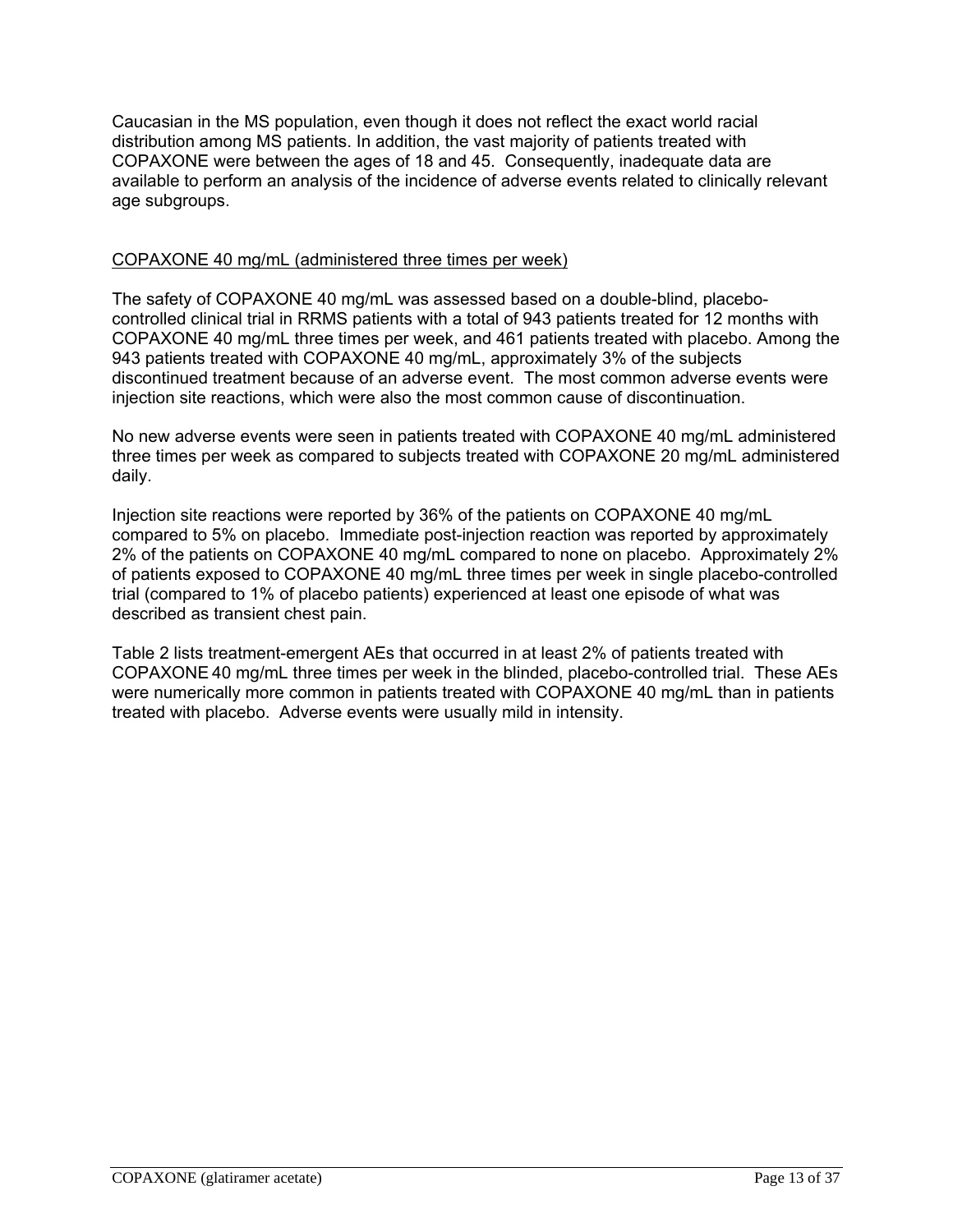Caucasian in the MS population, even though it does not reflect the exact world racial distribution among MS patients. In addition, the vast majority of patients treated with COPAXONE were between the ages of 18 and 45. Consequently, inadequate data are available to perform an analysis of the incidence of adverse events related to clinically relevant age subgroups.

<u>COPAXONE 40 mg/mL (administered three times per week)</u>

The safety of COPAXONE 40 mg/mL was assessed based on a double-blind, placebo-controlled clinical trial in RRMS patients with a total of 943 patients treated for 12 months with COPAXONE 40 mg/mL three times per week, and 461 patients treated with placebo. Among the 943 patients treated with COPAXONE 40 mg/mL, approximately 3% of the subjects discontinued treatment because of an adverse event. The most common adverse events were injection site reactions, which were also the most common cause of discontinuation.

No new adverse events were seen in patients treated with COPAXONE 40 mg/mL administered three times per week as compared to subjects treated with COPAXONE 20 mg/mL administered daily.

Injection site reactions were reported by 36% of the patients on COPAXONE 40 mg/mL compared to 5% on placebo. Immediate post-injection reaction was reported by approximately 2% of the patients on COPAXONE 40 mg/mL compared to none on placebo. Approximately 2% of patients exposed to COPAXONE 40 mg/mL three times per week in single placebo-controlled trial (compared to 1% of placebo patients) experienced at least one episode of what was described as transient chest pain.

Table 2 lists treatment-emergent AEs that occurred in at least 2% of patients treated with COPAXONE 40 mg/mL three times per week in the blinded, placebo-controlled trial. These AEs were numerically more common in patients treated with COPAXONE 40 mg/mL than in patients treated with placebo. Adverse events were usually mild in intensity.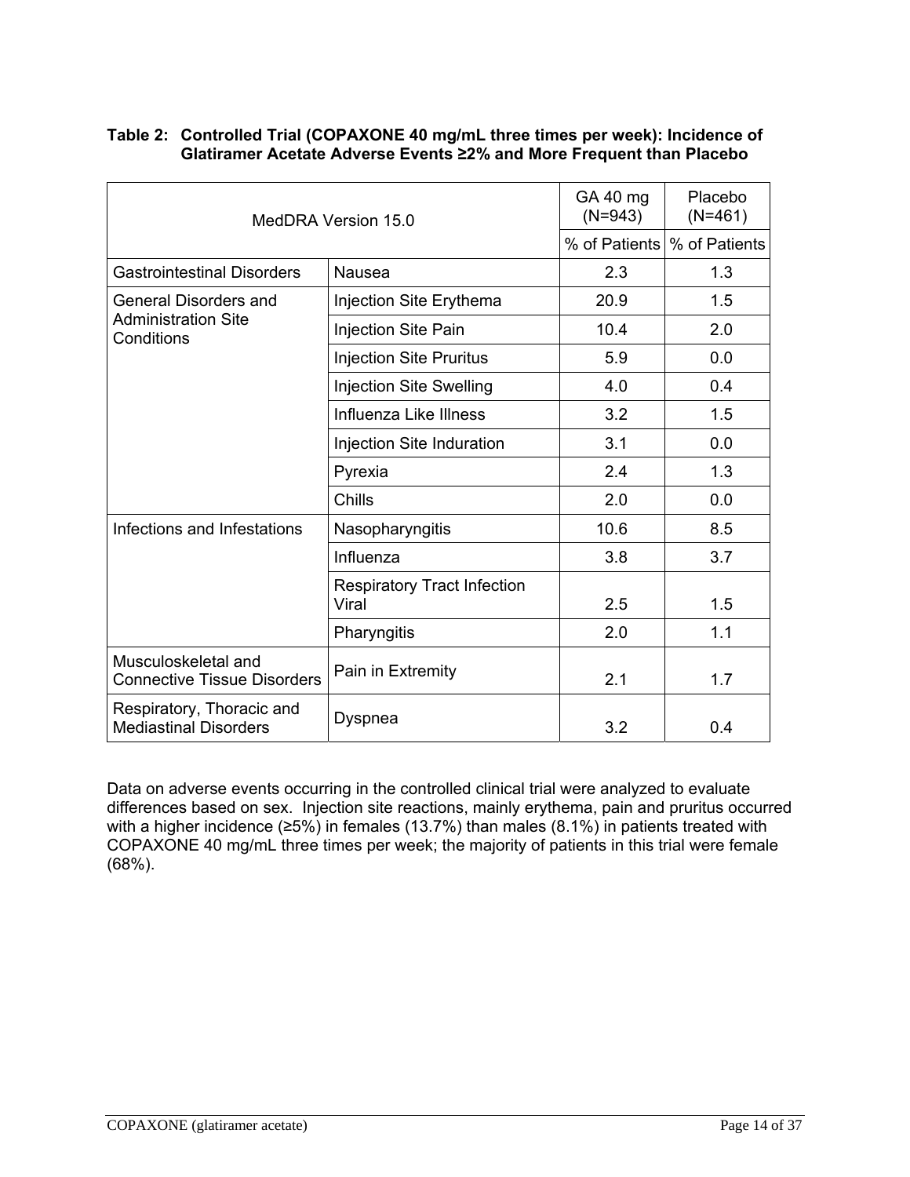**Table 2: Controlled Trial (COPAXONE 40 mg/mL three times per week): Incidence of Glatiramer Acetate Adverse Events ≥2% and More Frequent than Placebo**

| MedDRA Version 15.0 | | GA 40 mg (N=943) | Placebo (N=461) |
|---|---|---|---|
| | | % of Patients | % of Patients |
| Gastrointestinal Disorders | Nausea | 2.3 | 1.3 |
| General Disorders and Administration Site Conditions | Injection Site Erythema | 20.9 | 1.5 |
| | Injection Site Pain | 10.4 | 2.0 |
| | Injection Site Pruritus | 5.9 | 0.0 |
| | Injection Site Swelling | 4.0 | 0.4 |
| | Influenza Like Illness | 3.2 | 1.5 |
| | Injection Site Induration | 3.1 | 0.0 |
| | Pyrexia | 2.4 | 1.3 |
| | Chills | 2.0 | 0.0 |
| Infections and Infestations | Nasopharyngitis | 10.6 | 8.5 |
| | Influenza | 3.8 | 3.7 |
| | Respiratory Tract Infection Viral | 2.5 | 1.5 |
| | Pharyngitis | 2.0 | 1.1 |
| Musculoskeletal and Connective Tissue Disorders | Pain in Extremity | 2.1 | 1.7 |
| Respiratory, Thoracic and Mediastinal Disorders | Dyspnea | 3.2 | 0.4 |

Data on adverse events occurring in the controlled clinical trial were analyzed to evaluate differences based on sex. Injection site reactions, mainly erythema, pain and pruritus occurred with a higher incidence (≥5%) in females (13.7%) than males (8.1%) in patients treated with COPAXONE 40 mg/mL three times per week; the majority of patients in this trial were female (68%).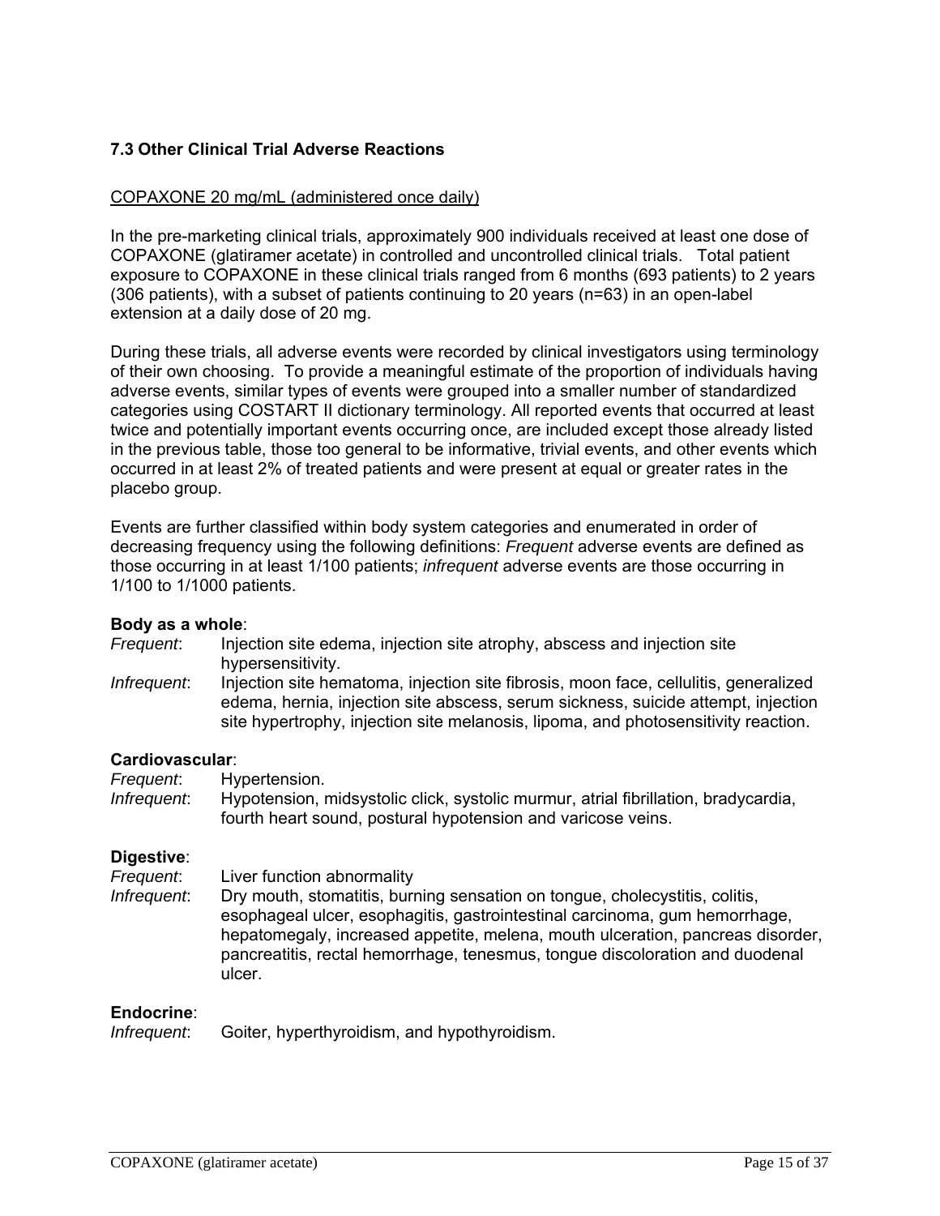### 7.3 Other Clinical Trial Adverse Reactions

<u>COPAXONE 20 mg/mL (administered once daily)</u>

In the pre-marketing clinical trials, approximately 900 individuals received at least one dose of COPAXONE (glatiramer acetate) in controlled and uncontrolled clinical trials. Total patient exposure to COPAXONE in these clinical trials ranged from 6 months (693 patients) to 2 years (306 patients), with a subset of patients continuing to 20 years (n=63) in an open-label extension at a daily dose of 20 mg.

During these trials, all adverse events were recorded by clinical investigators using terminology of their own choosing. To provide a meaningful estimate of the proportion of individuals having adverse events, similar types of events were grouped into a smaller number of standardized categories using COSTART II dictionary terminology. All reported events that occurred at least twice and potentially important events occurring once, are included except those already listed in the previous table, those too general to be informative, trivial events, and other events which occurred in at least 2% of treated patients and were present at equal or greater rates in the placebo group.

Events are further classified within body system categories and enumerated in order of decreasing frequency using the following definitions: *Frequent* adverse events are defined as those occurring in at least 1/100 patients; *infrequent* adverse events are those occurring in 1/100 to 1/1000 patients.

**Body as a whole**:

*Frequent*: Injection site edema, injection site atrophy, abscess and injection site hypersensitivity.

*Infrequent*: Injection site hematoma, injection site fibrosis, moon face, cellulitis, generalized edema, hernia, injection site abscess, serum sickness, suicide attempt, injection site hypertrophy, injection site melanosis, lipoma, and photosensitivity reaction.

**Cardiovascular**:

*Frequent*: Hypertension.

*Infrequent*: Hypotension, midsystolic click, systolic murmur, atrial fibrillation, bradycardia, fourth heart sound, postural hypotension and varicose veins.

**Digestive**:

*Frequent*: Liver function abnormality

*Infrequent*: Dry mouth, stomatitis, burning sensation on tongue, cholecystitis, colitis, esophageal ulcer, esophagitis, gastrointestinal carcinoma, gum hemorrhage, hepatomegaly, increased appetite, melena, mouth ulceration, pancreas disorder, pancreatitis, rectal hemorrhage, tenesmus, tongue discoloration and duodenal ulcer.

**Endocrine**:

*Infrequent*: Goiter, hyperthyroidism, and hypothyroidism.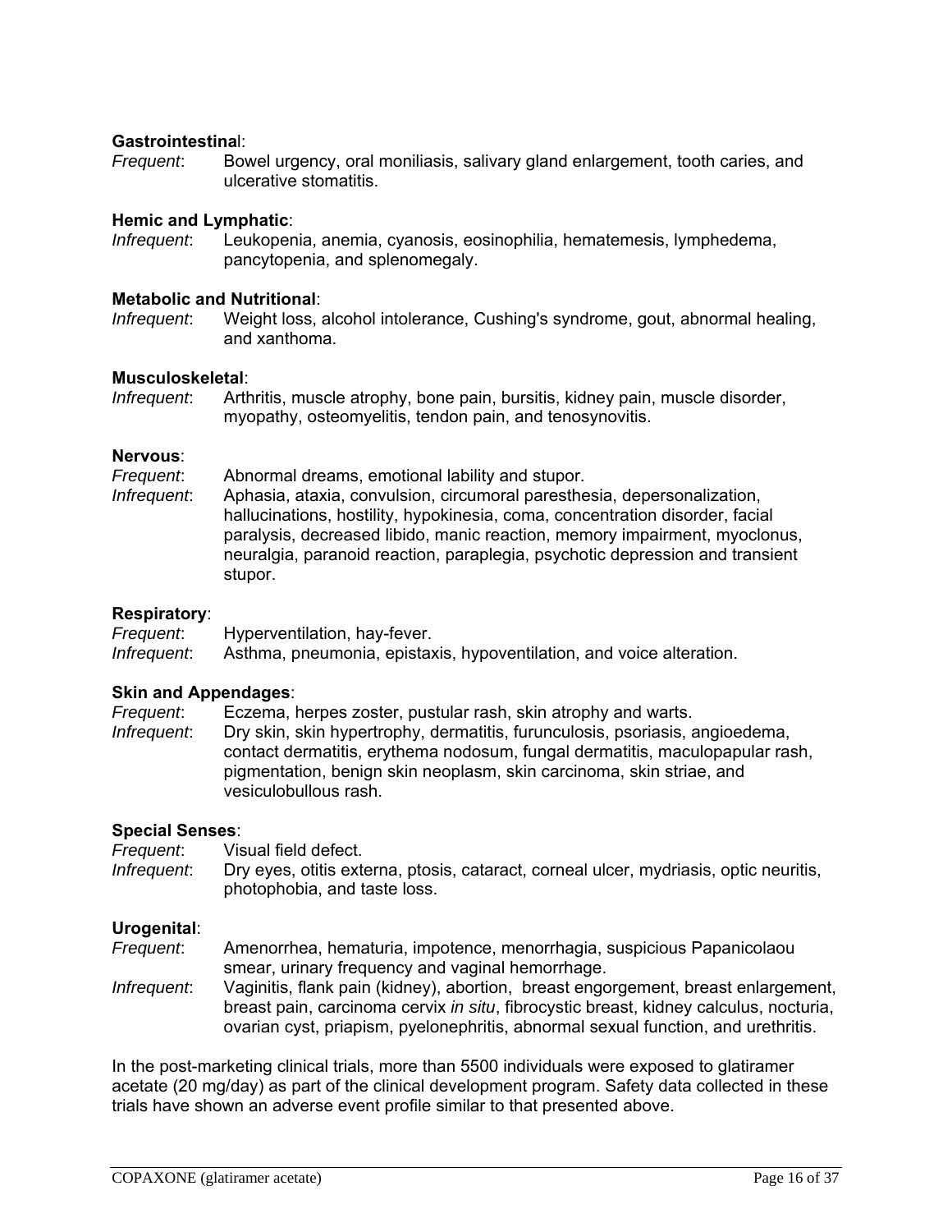**Gastrointestinal**:

*Frequent*: Bowel urgency, oral moniliasis, salivary gland enlargement, tooth caries, and ulcerative stomatitis.

**Hemic and Lymphatic**:

*Infrequent*: Leukopenia, anemia, cyanosis, eosinophilia, hematemesis, lymphedema, pancytopenia, and splenomegaly.

**Metabolic and Nutritional**:

*Infrequent*: Weight loss, alcohol intolerance, Cushing's syndrome, gout, abnormal healing, and xanthoma.

**Musculoskeletal**:

*Infrequent*: Arthritis, muscle atrophy, bone pain, bursitis, kidney pain, muscle disorder, myopathy, osteomyelitis, tendon pain, and tenosynovitis.

**Nervous**:

*Frequent*: Abnormal dreams, emotional lability and stupor.

*Infrequent*: Aphasia, ataxia, convulsion, circumoral paresthesia, depersonalization, hallucinations, hostility, hypokinesia, coma, concentration disorder, facial paralysis, decreased libido, manic reaction, memory impairment, myoclonus, neuralgia, paranoid reaction, paraplegia, psychotic depression and transient stupor.

**Respiratory**:

*Frequent*: Hyperventilation, hay-fever.

*Infrequent*: Asthma, pneumonia, epistaxis, hypoventilation, and voice alteration.

**Skin and Appendages**:

*Frequent*: Eczema, herpes zoster, pustular rash, skin atrophy and warts.

*Infrequent*: Dry skin, skin hypertrophy, dermatitis, furunculosis, psoriasis, angioedema, contact dermatitis, erythema nodosum, fungal dermatitis, maculopapular rash, pigmentation, benign skin neoplasm, skin carcinoma, skin striae, and vesiculobullous rash.

**Special Senses**:

*Frequent*: Visual field defect.

*Infrequent*: Dry eyes, otitis externa, ptosis, cataract, corneal ulcer, mydriasis, optic neuritis, photophobia, and taste loss.

**Urogenital**:

*Frequent*: Amenorrhea, hematuria, impotence, menorrhagia, suspicious Papanicolaou smear, urinary frequency and vaginal hemorrhage.

*Infrequent*: Vaginitis, flank pain (kidney), abortion, breast engorgement, breast enlargement, breast pain, carcinoma cervix *in situ*, fibrocystic breast, kidney calculus, nocturia, ovarian cyst, priapism, pyelonephritis, abnormal sexual function, and urethritis.

In the post-marketing clinical trials, more than 5500 individuals were exposed to glatiramer acetate (20 mg/day) as part of the clinical development program. Safety data collected in these trials have shown an adverse event profile similar to that presented above.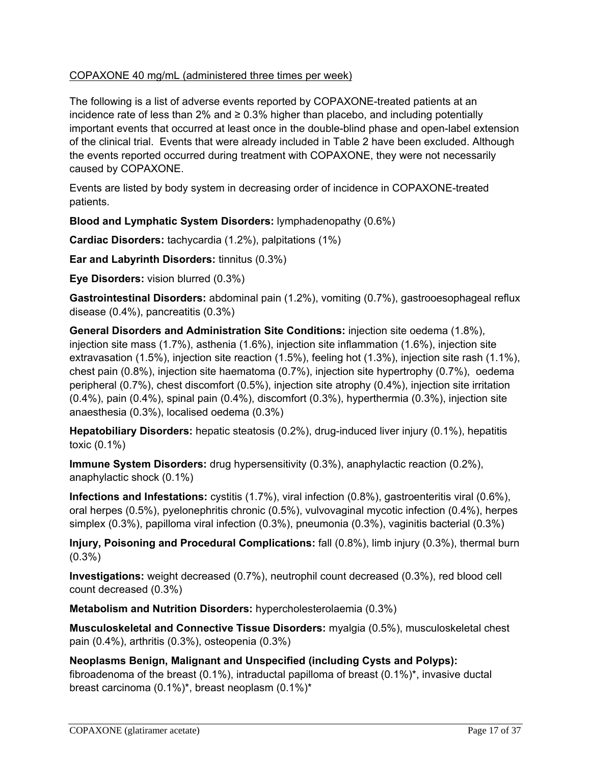<u>COPAXONE 40 mg/mL (administered three times per week)</u>

The following is a list of adverse events reported by COPAXONE-treated patients at an incidence rate of less than 2% and ≥ 0.3% higher than placebo, and including potentially important events that occurred at least once in the double-blind phase and open-label extension of the clinical trial. Events that were already included in Table 2 have been excluded. Although the events reported occurred during treatment with COPAXONE, they were not necessarily caused by COPAXONE.

Events are listed by body system in decreasing order of incidence in COPAXONE-treated patients.

**Blood and Lymphatic System Disorders:** lymphadenopathy (0.6%)

**Cardiac Disorders:** tachycardia (1.2%), palpitations (1%)

**Ear and Labyrinth Disorders:** tinnitus (0.3%)

**Eye Disorders:** vision blurred (0.3%)

**Gastrointestinal Disorders:** abdominal pain (1.2%), vomiting (0.7%), gastrooesophageal reflux disease (0.4%), pancreatitis (0.3%)

**General Disorders and Administration Site Conditions:** injection site oedema (1.8%), injection site mass (1.7%), asthenia (1.6%), injection site inflammation (1.6%), injection site extravasation (1.5%), injection site reaction (1.5%), feeling hot (1.3%), injection site rash (1.1%), chest pain (0.8%), injection site haematoma (0.7%), injection site hypertrophy (0.7%), oedema peripheral (0.7%), chest discomfort (0.5%), injection site atrophy (0.4%), injection site irritation (0.4%), pain (0.4%), spinal pain (0.4%), discomfort (0.3%), hyperthermia (0.3%), injection site anaesthesia (0.3%), localised oedema (0.3%)

**Hepatobiliary Disorders:** hepatic steatosis (0.2%), drug-induced liver injury (0.1%), hepatitis toxic (0.1%)

**Immune System Disorders:** drug hypersensitivity (0.3%), anaphylactic reaction (0.2%), anaphylactic shock (0.1%)

**Infections and Infestations:** cystitis (1.7%), viral infection (0.8%), gastroenteritis viral (0.6%), oral herpes (0.5%), pyelonephritis chronic (0.5%), vulvovaginal mycotic infection (0.4%), herpes simplex (0.3%), papilloma viral infection (0.3%), pneumonia (0.3%), vaginitis bacterial (0.3%)

**Injury, Poisoning and Procedural Complications:** fall (0.8%), limb injury (0.3%), thermal burn (0.3%)

**Investigations:** weight decreased (0.7%), neutrophil count decreased (0.3%), red blood cell count decreased (0.3%)

**Metabolism and Nutrition Disorders:** hypercholesterolaemia (0.3%)

**Musculoskeletal and Connective Tissue Disorders:** myalgia (0.5%), musculoskeletal chest pain (0.4%), arthritis (0.3%), osteopenia (0.3%)

**Neoplasms Benign, Malignant and Unspecified (including Cysts and Polyps):** fibroadenoma of the breast (0.1%), intraductal papilloma of breast (0.1%)*, invasive ductal breast carcinoma (0.1%)*, breast neoplasm (0.1%)*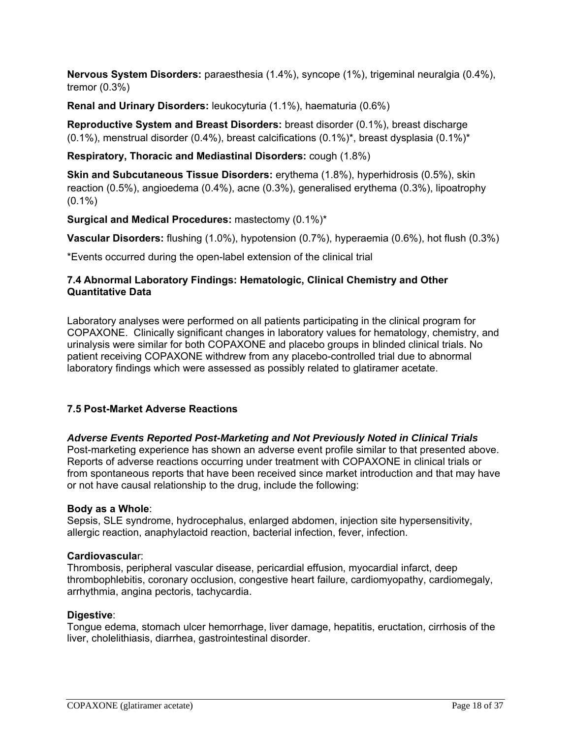**Nervous System Disorders:** paraesthesia (1.4%), syncope (1%), trigeminal neuralgia (0.4%), tremor (0.3%)

**Renal and Urinary Disorders:** leukocyturia (1.1%), haematuria (0.6%)

**Reproductive System and Breast Disorders:** breast disorder (0.1%), breast discharge (0.1%), menstrual disorder (0.4%), breast calcifications (0.1%)*, breast dysplasia (0.1%)*

**Respiratory, Thoracic and Mediastinal Disorders:** cough (1.8%)

**Skin and Subcutaneous Tissue Disorders:** erythema (1.8%), hyperhidrosis (0.5%), skin reaction (0.5%), angioedema (0.4%), acne (0.3%), generalised erythema (0.3%), lipoatrophy (0.1%)

**Surgical and Medical Procedures:** mastectomy (0.1%)*

**Vascular Disorders:** flushing (1.0%), hypotension (0.7%), hyperaemia (0.6%), hot flush (0.3%)

*Events occurred during the open-label extension of the clinical trial

### 7.4 Abnormal Laboratory Findings: Hematologic, Clinical Chemistry and Other Quantitative Data

Laboratory analyses were performed on all patients participating in the clinical program for COPAXONE. Clinically significant changes in laboratory values for hematology, chemistry, and urinalysis were similar for both COPAXONE and placebo groups in blinded clinical trials. No patient receiving COPAXONE withdrew from any placebo-controlled trial due to abnormal laboratory findings which were assessed as possibly related to glatiramer acetate.

### 7.5 Post-Market Adverse Reactions

***Adverse Events Reported Post-Marketing and Not Previously Noted in Clinical Trials***

Post-marketing experience has shown an adverse event profile similar to that presented above. Reports of adverse reactions occurring under treatment with COPAXONE in clinical trials or from spontaneous reports that have been received since market introduction and that may have or not have causal relationship to the drug, include the following:

**Body as a Whole**:
Sepsis, SLE syndrome, hydrocephalus, enlarged abdomen, injection site hypersensitivity, allergic reaction, anaphylactoid reaction, bacterial infection, fever, infection.

**Cardiovascular**:
Thrombosis, peripheral vascular disease, pericardial effusion, myocardial infarct, deep thrombophlebitis, coronary occlusion, congestive heart failure, cardiomyopathy, cardiomegaly, arrhythmia, angina pectoris, tachycardia.

**Digestive**:
Tongue edema, stomach ulcer hemorrhage, liver damage, hepatitis, eructation, cirrhosis of the liver, cholelithiasis, diarrhea, gastrointestinal disorder.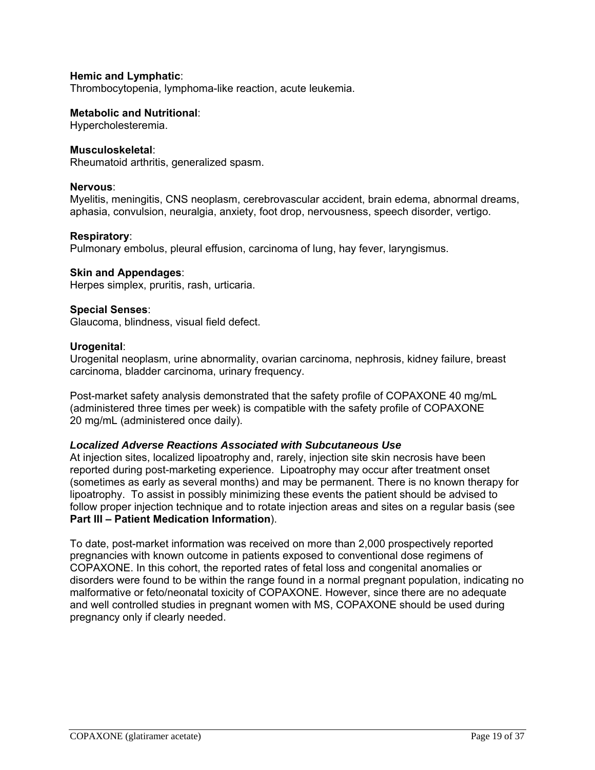**Hemic and Lymphatic**:
Thrombocytopenia, lymphoma-like reaction, acute leukemia.

**Metabolic and Nutritional**:
Hypercholesteremia.

**Musculoskeletal**:
Rheumatoid arthritis, generalized spasm.

**Nervous**:
Myelitis, meningitis, CNS neoplasm, cerebrovascular accident, brain edema, abnormal dreams, aphasia, convulsion, neuralgia, anxiety, foot drop, nervousness, speech disorder, vertigo.

**Respiratory**:
Pulmonary embolus, pleural effusion, carcinoma of lung, hay fever, laryngismus.

**Skin and Appendages**:
Herpes simplex, pruritis, rash, urticaria.

**Special Senses**:
Glaucoma, blindness, visual field defect.

**Urogenital**:
Urogenital neoplasm, urine abnormality, ovarian carcinoma, nephrosis, kidney failure, breast carcinoma, bladder carcinoma, urinary frequency.

Post-market safety analysis demonstrated that the safety profile of COPAXONE 40 mg/mL (administered three times per week) is compatible with the safety profile of COPAXONE 20 mg/mL (administered once daily).

***Localized Adverse Reactions Associated with Subcutaneous Use***
At injection sites, localized lipoatrophy and, rarely, injection site skin necrosis have been reported during post-marketing experience. Lipoatrophy may occur after treatment onset (sometimes as early as several months) and may be permanent. There is no known therapy for lipoatrophy. To assist in possibly minimizing these events the patient should be advised to follow proper injection technique and to rotate injection areas and sites on a regular basis (see **Part III – Patient Medication Information**).

To date, post-market information was received on more than 2,000 prospectively reported pregnancies with known outcome in patients exposed to conventional dose regimens of COPAXONE. In this cohort, the reported rates of fetal loss and congenital anomalies or disorders were found to be within the range found in a normal pregnant population, indicating no malformative or feto/neonatal toxicity of COPAXONE. However, since there are no adequate and well controlled studies in pregnant women with MS, COPAXONE should be used during pregnancy only if clearly needed.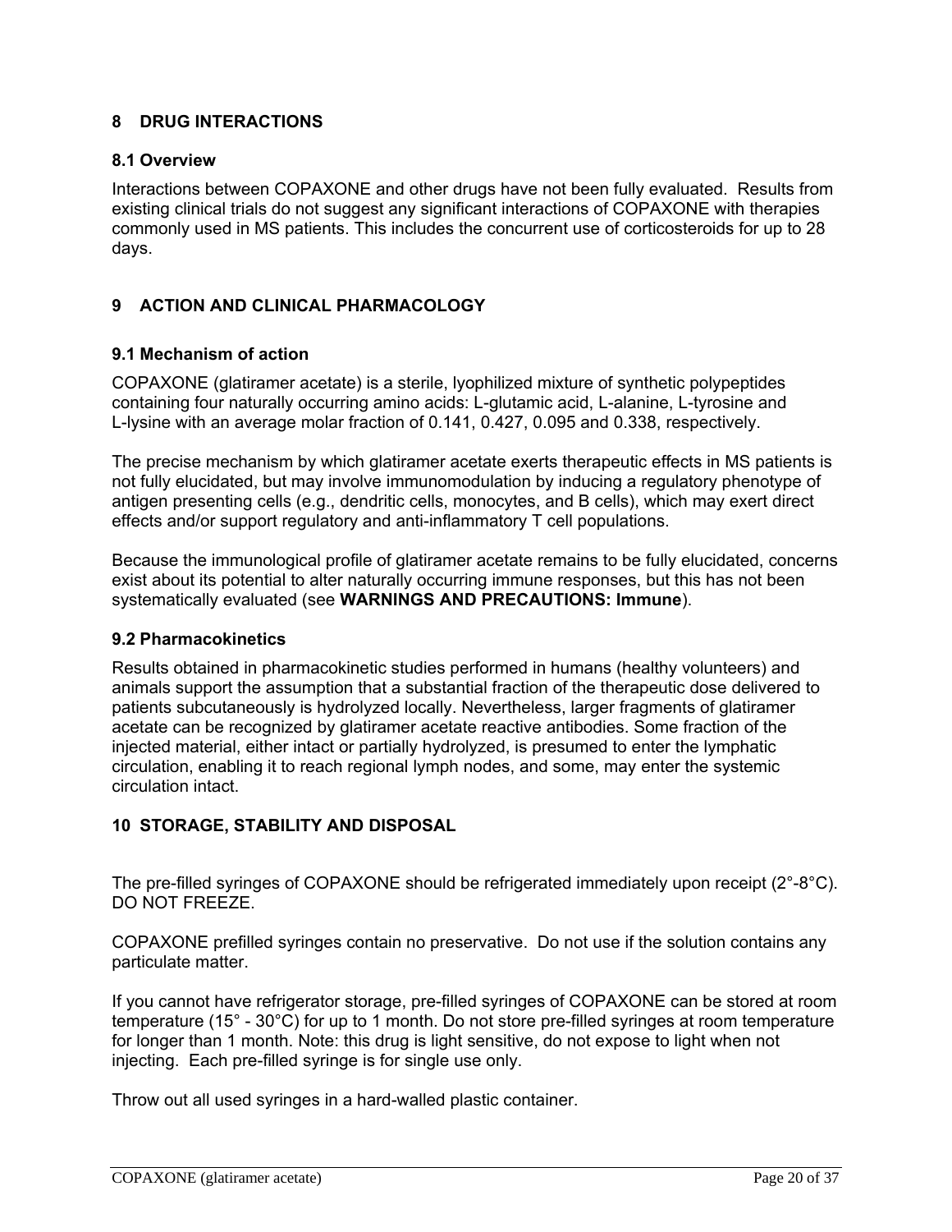## 8 DRUG INTERACTIONS

### 8.1 Overview

Interactions between COPAXONE and other drugs have not been fully evaluated. Results from existing clinical trials do not suggest any significant interactions of COPAXONE with therapies commonly used in MS patients. This includes the concurrent use of corticosteroids for up to 28 days.

## 9 ACTION AND CLINICAL PHARMACOLOGY

### 9.1 Mechanism of action

COPAXONE (glatiramer acetate) is a sterile, lyophilized mixture of synthetic polypeptides containing four naturally occurring amino acids: L-glutamic acid, L-alanine, L-tyrosine and L-lysine with an average molar fraction of 0.141, 0.427, 0.095 and 0.338, respectively.

The precise mechanism by which glatiramer acetate exerts therapeutic effects in MS patients is not fully elucidated, but may involve immunomodulation by inducing a regulatory phenotype of antigen presenting cells (e.g., dendritic cells, monocytes, and B cells), which may exert direct effects and/or support regulatory and anti-inflammatory T cell populations.

Because the immunological profile of glatiramer acetate remains to be fully elucidated, concerns exist about its potential to alter naturally occurring immune responses, but this has not been systematically evaluated (see **WARNINGS AND PRECAUTIONS: Immune**).

### 9.2 Pharmacokinetics

Results obtained in pharmacokinetic studies performed in humans (healthy volunteers) and animals support the assumption that a substantial fraction of the therapeutic dose delivered to patients subcutaneously is hydrolyzed locally. Nevertheless, larger fragments of glatiramer acetate can be recognized by glatiramer acetate reactive antibodies. Some fraction of the injected material, either intact or partially hydrolyzed, is presumed to enter the lymphatic circulation, enabling it to reach regional lymph nodes, and some, may enter the systemic circulation intact.

## 10 STORAGE, STABILITY AND DISPOSAL

The pre-filled syringes of COPAXONE should be refrigerated immediately upon receipt (2°-8°C). DO NOT FREEZE.

COPAXONE prefilled syringes contain no preservative. Do not use if the solution contains any particulate matter.

If you cannot have refrigerator storage, pre-filled syringes of COPAXONE can be stored at room temperature (15° - 30°C) for up to 1 month. Do not store pre-filled syringes at room temperature for longer than 1 month. Note: this drug is light sensitive, do not expose to light when not injecting. Each pre-filled syringe is for single use only.

Throw out all used syringes in a hard-walled plastic container.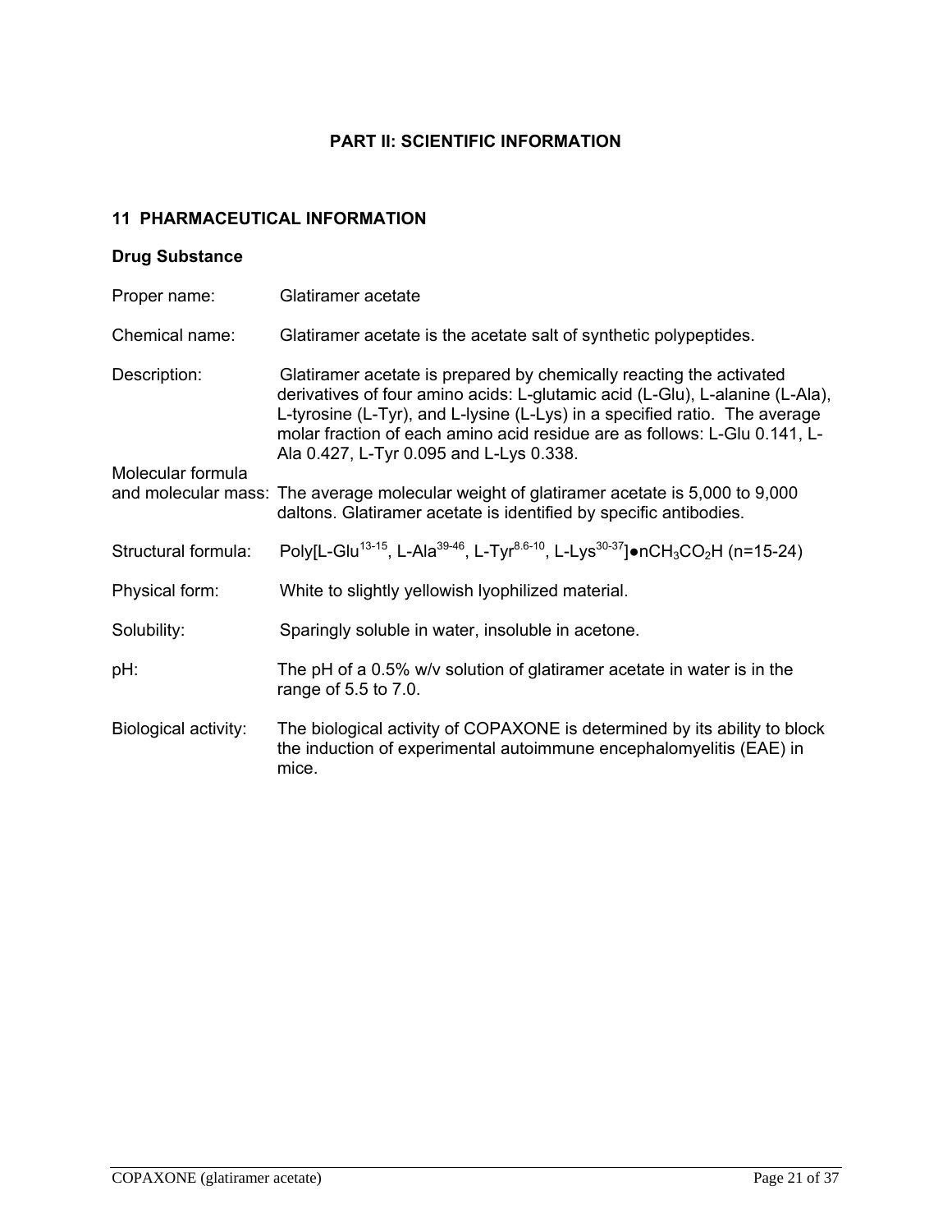# PART II: SCIENTIFIC INFORMATION

## 11 PHARMACEUTICAL INFORMATION

### Drug Substance

Proper name: Glatiramer acetate

Chemical name: Glatiramer acetate is the acetate salt of synthetic polypeptides.

Description: Glatiramer acetate is prepared by chemically reacting the activated derivatives of four amino acids: L-glutamic acid (L-Glu), L-alanine (L-Ala), L-tyrosine (L-Tyr), and L-lysine (L-Lys) in a specified ratio. The average molar fraction of each amino acid residue are as follows: L-Glu 0.141, L-Ala 0.427, L-Tyr 0.095 and L-Lys 0.338.

Molecular formula and molecular mass: The average molecular weight of glatiramer acetate is 5,000 to 9,000 daltons. Glatiramer acetate is identified by specific antibodies.

Structural formula: Poly[L-Glu$^{13\text{-}15}$, L-Ala$^{39\text{-}46}$, L-Tyr$^{8.6\text{-}10}$, L-Lys$^{30\text{-}37}$]●n$CH_3CO_2H$ (n=15-24)

Physical form: White to slightly yellowish lyophilized material.

Solubility: Sparingly soluble in water, insoluble in acetone.

pH: The pH of a 0.5% w/v solution of glatiramer acetate in water is in the range of 5.5 to 7.0.

Biological activity: The biological activity of COPAXONE is determined by its ability to block the induction of experimental autoimmune encephalomyelitis (EAE) in mice.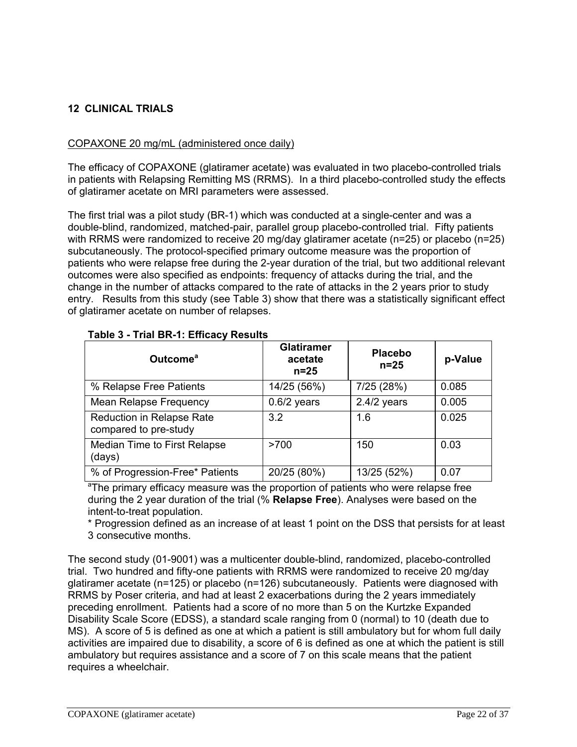## 12 CLINICAL TRIALS

COPAXONE 20 mg/mL (administered once daily)

The efficacy of COPAXONE (glatiramer acetate) was evaluated in two placebo-controlled trials in patients with Relapsing Remitting MS (RRMS). In a third placebo-controlled study the effects of glatiramer acetate on MRI parameters were assessed.

The first trial was a pilot study (BR-1) which was conducted at a single-center and was a double-blind, randomized, matched-pair, parallel group placebo-controlled trial. Fifty patients with RRMS were randomized to receive 20 mg/day glatiramer acetate (n=25) or placebo (n=25) subcutaneously. The protocol-specified primary outcome measure was the proportion of patients who were relapse free during the 2-year duration of the trial, but two additional relevant outcomes were also specified as endpoints: frequency of attacks during the trial, and the change in the number of attacks compared to the rate of attacks in the 2 years prior to study entry. Results from this study (see Table 3) show that there was a statistically significant effect of glatiramer acetate on number of relapses.

**Table 3 - Trial BR-1: Efficacy Results**

| Outcome[a] | Glatiramer acetate n=25 | Placebo n=25 | p-Value |
|---|---|---|---|
| % Relapse Free Patients | 14/25 (56%) | 7/25 (28%) | 0.085 |
| Mean Relapse Frequency | 0.6/2 years | 2.4/2 years | 0.005 |
| Reduction in Relapse Rate compared to pre-study | 3.2 | 1.6 | 0.025 |
| Median Time to First Relapse (days) | >700 | 150 | 0.03 |
| % of Progression-Free* Patients | 20/25 (80%) | 13/25 (52%) | 0.07 |

[a]The primary efficacy measure was the proportion of patients who were relapse free during the 2 year duration of the trial (% **Relapse Free**). Analyses were based on the intent-to-treat population.

* Progression defined as an increase of at least 1 point on the DSS that persists for at least 3 consecutive months.

The second study (01-9001) was a multicenter double-blind, randomized, placebo-controlled trial. Two hundred and fifty-one patients with RRMS were randomized to receive 20 mg/day glatiramer acetate (n=125) or placebo (n=126) subcutaneously. Patients were diagnosed with RRMS by Poser criteria, and had at least 2 exacerbations during the 2 years immediately preceding enrollment. Patients had a score of no more than 5 on the Kurtzke Expanded Disability Scale Score (EDSS), a standard scale ranging from 0 (normal) to 10 (death due to MS). A score of 5 is defined as one at which a patient is still ambulatory but for whom full daily activities are impaired due to disability, a score of 6 is defined as one at which the patient is still ambulatory but requires assistance and a score of 7 on this scale means that the patient requires a wheelchair.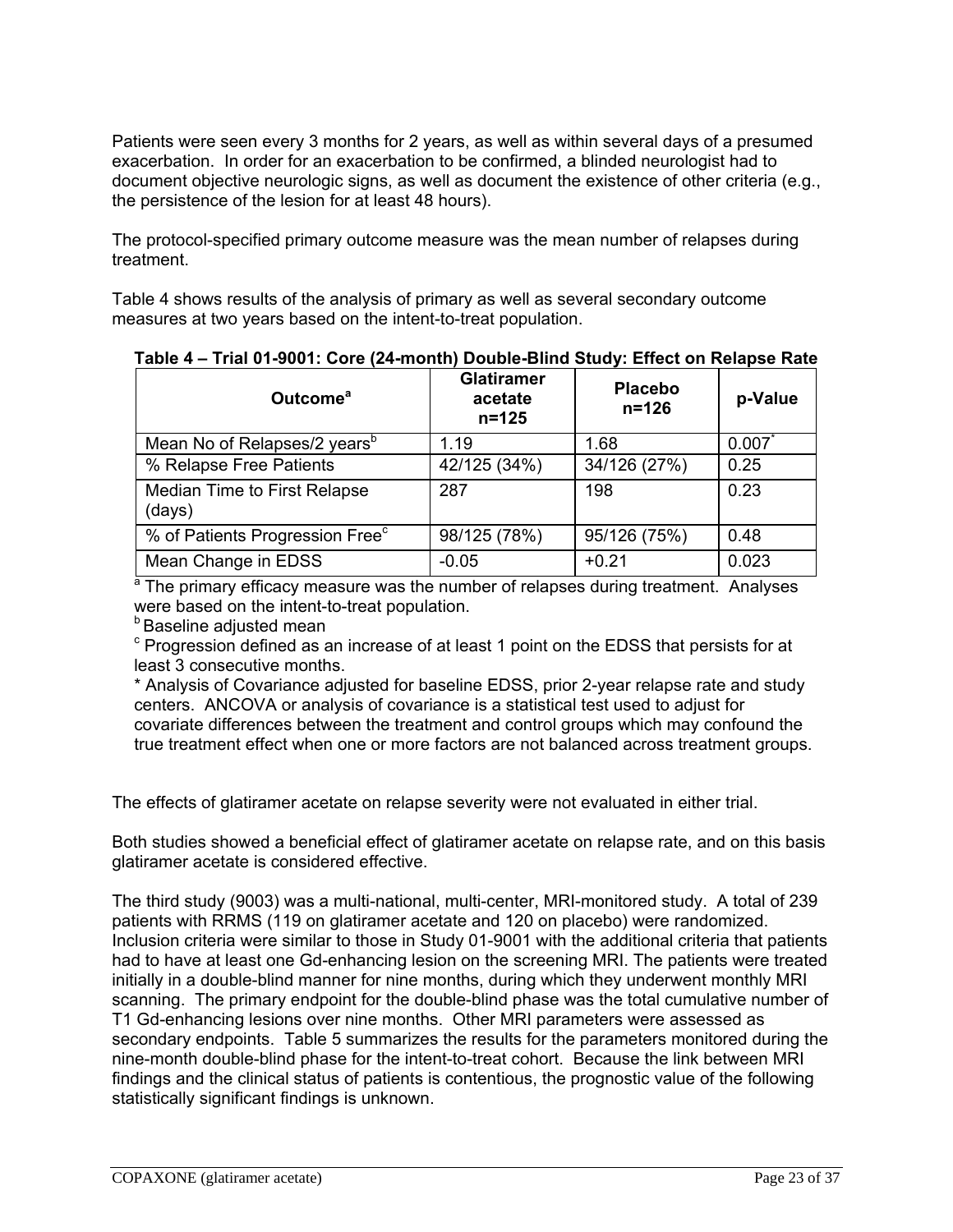Patients were seen every 3 months for 2 years, as well as within several days of a presumed exacerbation. In order for an exacerbation to be confirmed, a blinded neurologist had to document objective neurologic signs, as well as document the existence of other criteria (e.g., the persistence of the lesion for at least 48 hours).

The protocol-specified primary outcome measure was the mean number of relapses during treatment.

Table 4 shows results of the analysis of primary as well as several secondary outcome measures at two years based on the intent-to-treat population.

**Table 4 – Trial 01-9001: Core (24-month) Double-Blind Study: Effect on Relapse Rate**

| Outcome[a] | Glatiramer acetate n=125 | Placebo n=126 | p-Value |
|---|---|---|---|
| Mean No of Relapses/2 years[b] | 1.19 | 1.68 | 0.007* |
| % Relapse Free Patients | 42/125 (34%) | 34/126 (27%) | 0.25 |
| Median Time to First Relapse (days) | 287 | 198 | 0.23 |
| % of Patients Progression Free[c] | 98/125 (78%) | 95/126 (75%) | 0.48 |
| Mean Change in EDSS | -0.05 | +0.21 | 0.023 |

[a] The primary efficacy measure was the number of relapses during treatment. Analyses were based on the intent-to-treat population.
[b] Baseline adjusted mean
[c] Progression defined as an increase of at least 1 point on the EDSS that persists for at least 3 consecutive months.
* Analysis of Covariance adjusted for baseline EDSS, prior 2-year relapse rate and study centers. ANCOVA or analysis of covariance is a statistical test used to adjust for covariate differences between the treatment and control groups which may confound the true treatment effect when one or more factors are not balanced across treatment groups.

The effects of glatiramer acetate on relapse severity were not evaluated in either trial.

Both studies showed a beneficial effect of glatiramer acetate on relapse rate, and on this basis glatiramer acetate is considered effective.

The third study (9003) was a multi-national, multi-center, MRI-monitored study. A total of 239 patients with RRMS (119 on glatiramer acetate and 120 on placebo) were randomized. Inclusion criteria were similar to those in Study 01-9001 with the additional criteria that patients had to have at least one Gd-enhancing lesion on the screening MRI. The patients were treated initially in a double-blind manner for nine months, during which they underwent monthly MRI scanning. The primary endpoint for the double-blind phase was the total cumulative number of T1 Gd-enhancing lesions over nine months. Other MRI parameters were assessed as secondary endpoints. Table 5 summarizes the results for the parameters monitored during the nine-month double-blind phase for the intent-to-treat cohort. Because the link between MRI findings and the clinical status of patients is contentious, the prognostic value of the following statistically significant findings is unknown.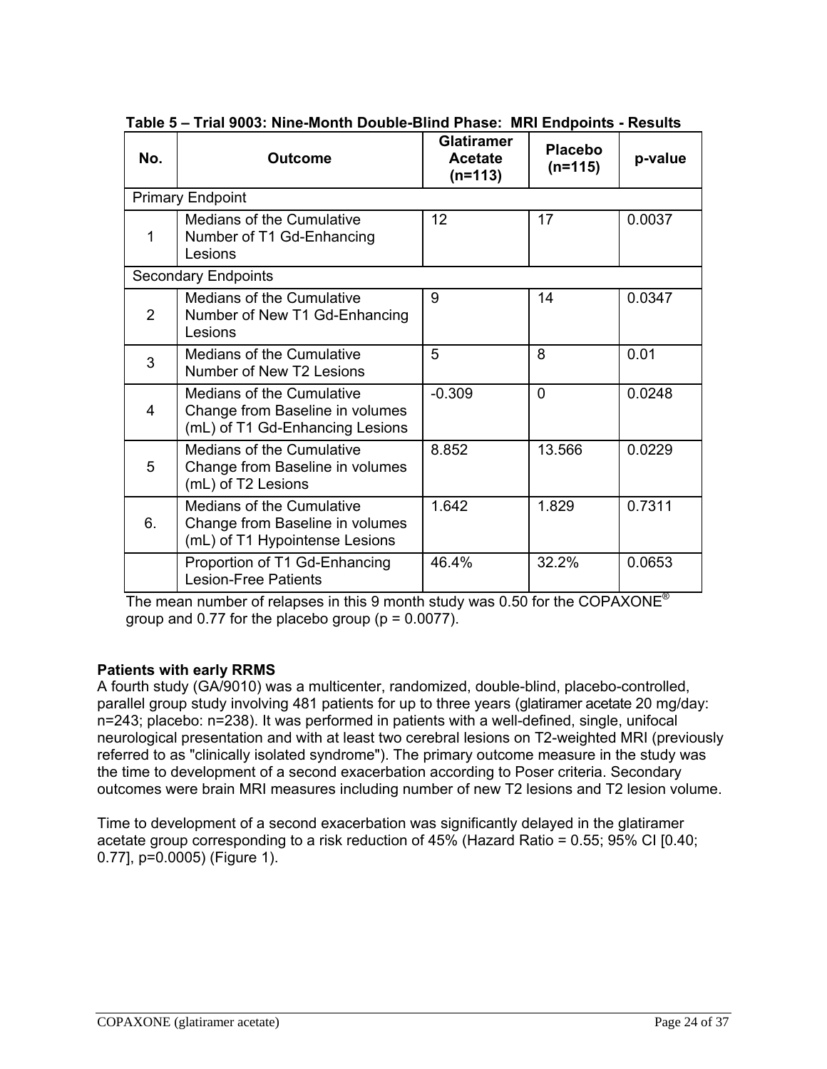**Table 5 – Trial 9003: Nine-Month Double-Blind Phase: MRI Endpoints - Results**

| No. | Outcome | Glatiramer Acetate (n=113) | Placebo (n=115) | p-value |
|---|---|---|---|---|
| Primary Endpoint | | | | |
| 1 | Medians of the Cumulative Number of T1 Gd-Enhancing Lesions | 12 | 17 | 0.0037 |
| Secondary Endpoints | | | | |
| 2 | Medians of the Cumulative Number of New T1 Gd-Enhancing Lesions | 9 | 14 | 0.0347 |
| 3 | Medians of the Cumulative Number of New T2 Lesions | 5 | 8 | 0.01 |
| 4 | Medians of the Cumulative Change from Baseline in volumes (mL) of T1 Gd-Enhancing Lesions | -0.309 | 0 | 0.0248 |
| 5 | Medians of the Cumulative Change from Baseline in volumes (mL) of T2 Lesions | 8.852 | 13.566 | 0.0229 |
| 6. | Medians of the Cumulative Change from Baseline in volumes (mL) of T1 Hypointense Lesions | 1.642 | 1.829 | 0.7311 |
| | Proportion of T1 Gd-Enhancing Lesion-Free Patients | 46.4% | 32.2% | 0.0653 |

The mean number of relapses in this 9 month study was 0.50 for the COPAXONE® group and 0.77 for the placebo group (p = 0.0077).

**Patients with early RRMS**

A fourth study (GA/9010) was a multicenter, randomized, double-blind, placebo-controlled, parallel group study involving 481 patients for up to three years (glatiramer acetate 20 mg/day: n=243; placebo: n=238). It was performed in patients with a well-defined, single, unifocal neurological presentation and with at least two cerebral lesions on T2-weighted MRI (previously referred to as "clinically isolated syndrome"). The primary outcome measure in the study was the time to development of a second exacerbation according to Poser criteria. Secondary outcomes were brain MRI measures including number of new T2 lesions and T2 lesion volume.

Time to development of a second exacerbation was significantly delayed in the glatiramer acetate group corresponding to a risk reduction of 45% (Hazard Ratio = 0.55; 95% CI [0.40; 0.77], p=0.0005) (Figure 1).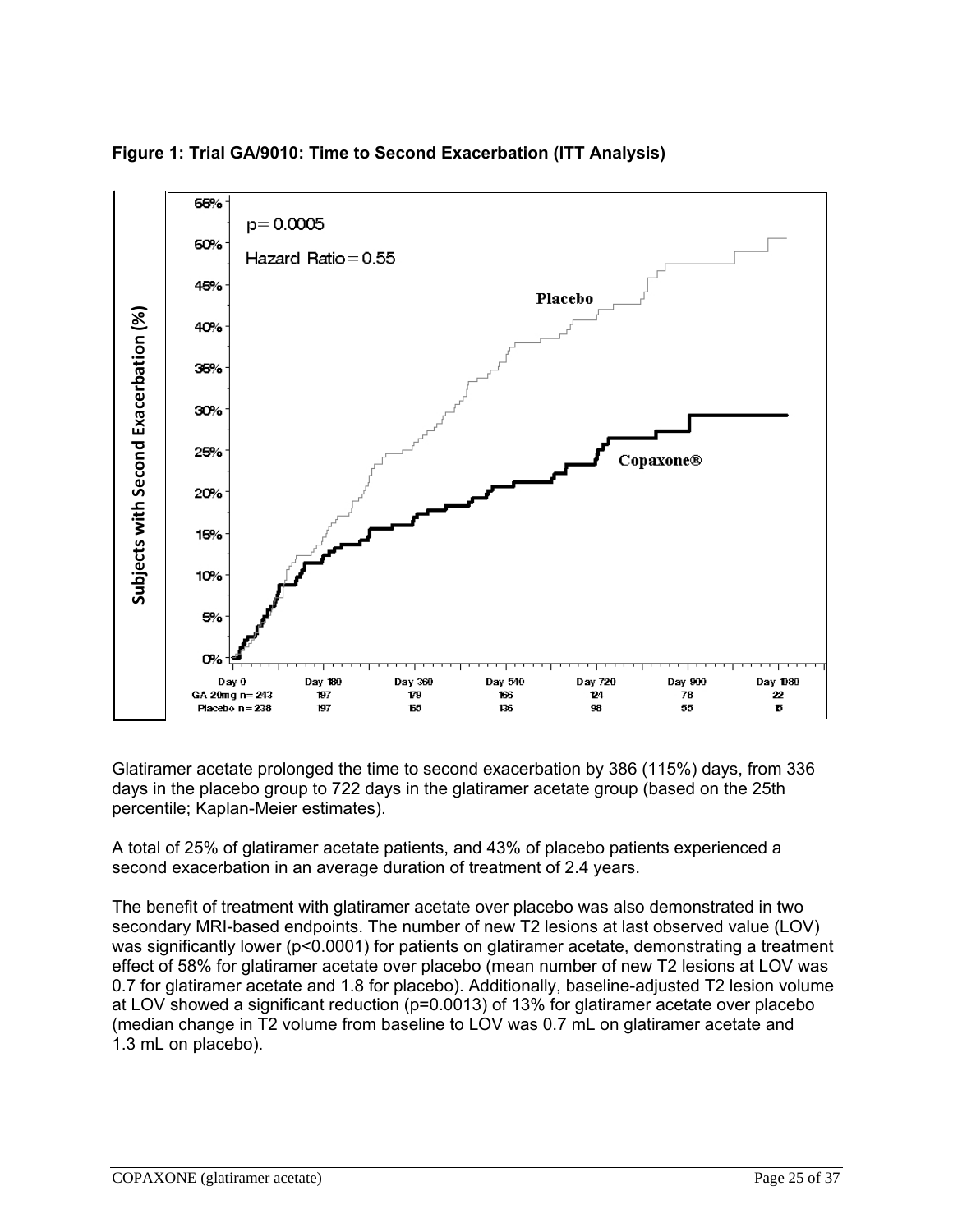**Figure 1: Trial GA/9010: Time to Second Exacerbation (ITT Analysis)**

Glatiramer acetate prolonged the time to second exacerbation by 386 (115%) days, from 336 days in the placebo group to 722 days in the glatiramer acetate group (based on the 25th percentile; Kaplan-Meier estimates).

A total of 25% of glatiramer acetate patients, and 43% of placebo patients experienced a second exacerbation in an average duration of treatment of 2.4 years.

The benefit of treatment with glatiramer acetate over placebo was also demonstrated in two secondary MRI-based endpoints. The number of new T2 lesions at last observed value (LOV) was significantly lower ($p<0.0001$) for patients on glatiramer acetate, demonstrating a treatment effect of 58% for glatiramer acetate over placebo (mean number of new T2 lesions at LOV was 0.7 for glatiramer acetate and 1.8 for placebo). Additionally, baseline-adjusted T2 lesion volume at LOV showed a significant reduction ($p=0.0013$) of 13% for glatiramer acetate over placebo (median change in T2 volume from baseline to LOV was 0.7 mL on glatiramer acetate and 1.3 mL on placebo).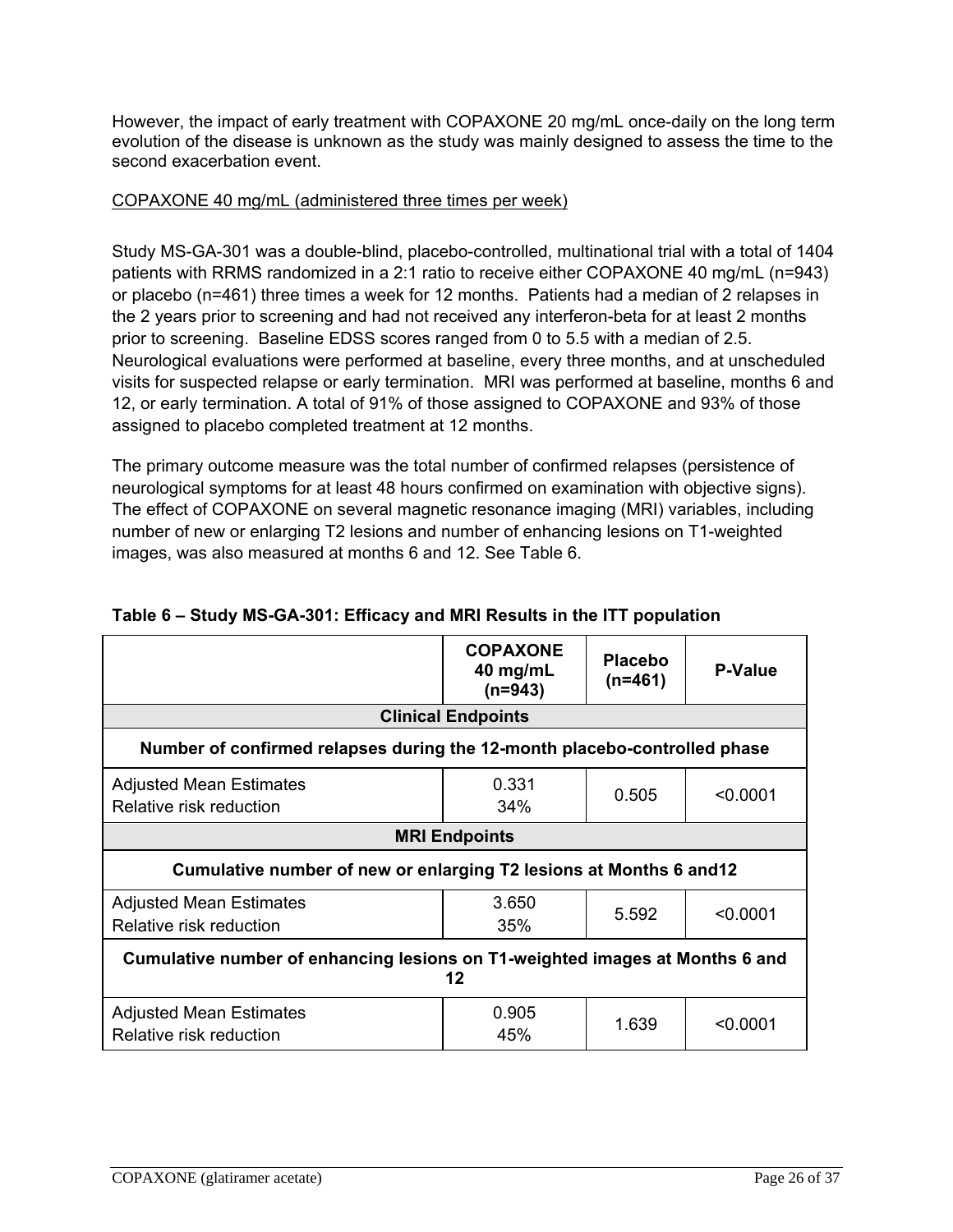However, the impact of early treatment with COPAXONE 20 mg/mL once-daily on the long term evolution of the disease is unknown as the study was mainly designed to assess the time to the second exacerbation event.

COPAXONE 40 mg/mL (administered three times per week)

Study MS-GA-301 was a double-blind, placebo-controlled, multinational trial with a total of 1404 patients with RRMS randomized in a 2:1 ratio to receive either COPAXONE 40 mg/mL (n=943) or placebo (n=461) three times a week for 12 months. Patients had a median of 2 relapses in the 2 years prior to screening and had not received any interferon-beta for at least 2 months prior to screening. Baseline EDSS scores ranged from 0 to 5.5 with a median of 2.5. Neurological evaluations were performed at baseline, every three months, and at unscheduled visits for suspected relapse or early termination. MRI was performed at baseline, months 6 and 12, or early termination. A total of 91% of those assigned to COPAXONE and 93% of those assigned to placebo completed treatment at 12 months.

The primary outcome measure was the total number of confirmed relapses (persistence of neurological symptoms for at least 48 hours confirmed on examination with objective signs). The effect of COPAXONE on several magnetic resonance imaging (MRI) variables, including number of new or enlarging T2 lesions and number of enhancing lesions on T1-weighted images, was also measured at months 6 and 12. See Table 6.

**Table 6 – Study MS-GA-301: Efficacy and MRI Results in the ITT population**

| | COPAXONE 40 mg/mL (n=943) | Placebo (n=461) | P-Value |
|---|---|---|---|
| **Clinical Endpoints** | | | |
| **Number of confirmed relapses during the 12-month placebo-controlled phase** | | | |
| Adjusted Mean Estimates<br>Relative risk reduction | 0.331<br>34% | 0.505 | <0.0001 |
| **MRI Endpoints** | | | |
| **Cumulative number of new or enlarging T2 lesions at Months 6 and12** | | | |
| Adjusted Mean Estimates<br>Relative risk reduction | 3.650<br>35% | 5.592 | <0.0001 |
| **Cumulative number of enhancing lesions on T1-weighted images at Months 6 and 12** | | | |
| Adjusted Mean Estimates<br>Relative risk reduction | 0.905<br>45% | 1.639 | <0.0001 |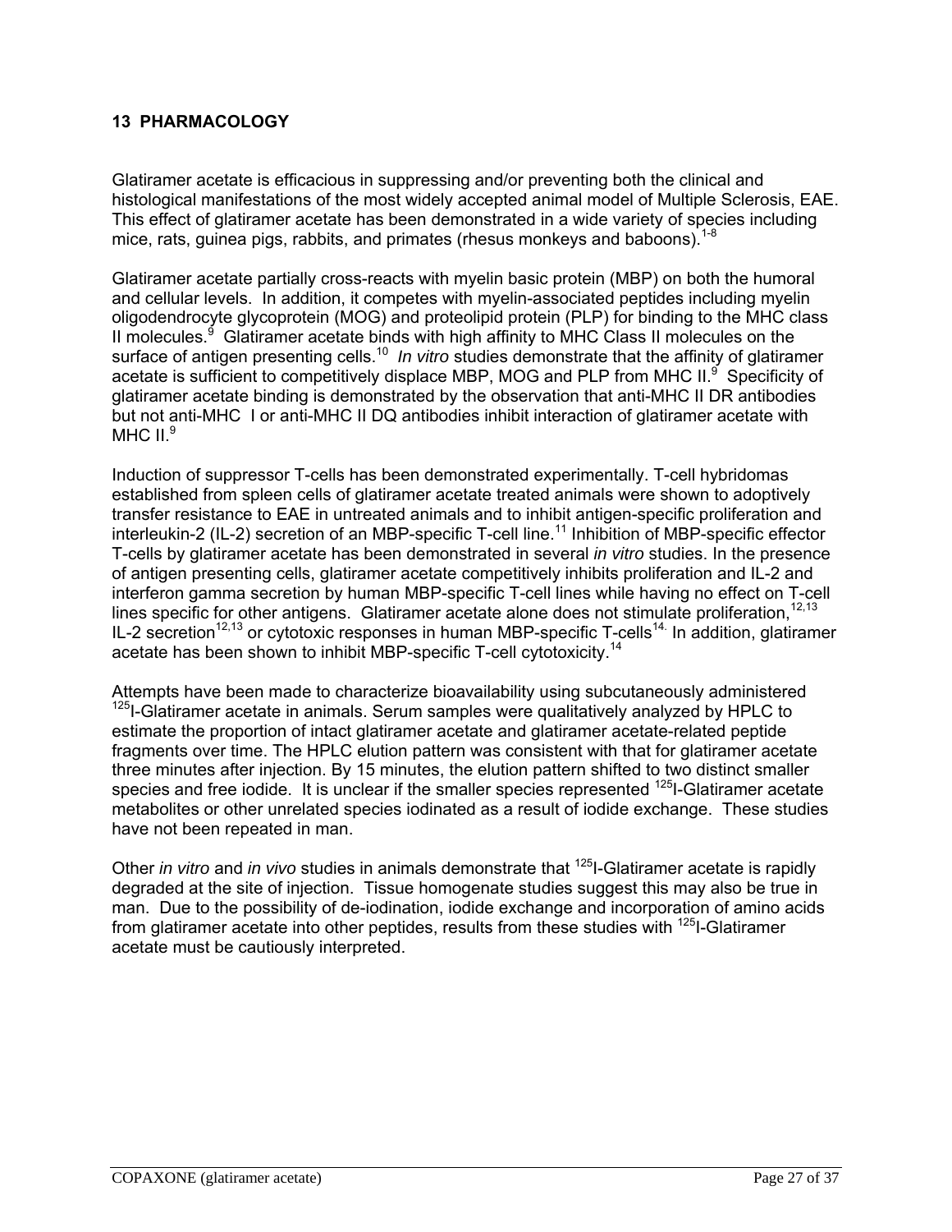## 13 PHARMACOLOGY

Glatiramer acetate is efficacious in suppressing and/or preventing both the clinical and histological manifestations of the most widely accepted animal model of Multiple Sclerosis, EAE. This effect of glatiramer acetate has been demonstrated in a wide variety of species including mice, rats, guinea pigs, rabbits, and primates (rhesus monkeys and baboons).[1-8]

Glatiramer acetate partially cross-reacts with myelin basic protein (MBP) on both the humoral and cellular levels. In addition, it competes with myelin-associated peptides including myelin oligodendrocyte glycoprotein (MOG) and proteolipid protein (PLP) for binding to the MHC class II molecules.[9] Glatiramer acetate binds with high affinity to MHC Class II molecules on the surface of antigen presenting cells.[10] *In vitro* studies demonstrate that the affinity of glatiramer acetate is sufficient to competitively displace MBP, MOG and PLP from MHC II.[9] Specificity of glatiramer acetate binding is demonstrated by the observation that anti-MHC II DR antibodies but not anti-MHC I or anti-MHC II DQ antibodies inhibit interaction of glatiramer acetate with MHC II.[9]

Induction of suppressor T-cells has been demonstrated experimentally. T-cell hybridomas established from spleen cells of glatiramer acetate treated animals were shown to adoptively transfer resistance to EAE in untreated animals and to inhibit antigen-specific proliferation and interleukin-2 (IL-2) secretion of an MBP-specific T-cell line.[11] Inhibition of MBP-specific effector T-cells by glatiramer acetate has been demonstrated in several *in vitro* studies. In the presence of antigen presenting cells, glatiramer acetate competitively inhibits proliferation and IL-2 and interferon gamma secretion by human MBP-specific T-cell lines while having no effect on T-cell lines specific for other antigens. Glatiramer acetate alone does not stimulate proliferation,[12,13] IL-2 secretion[12,13] or cytotoxic responses in human MBP-specific T-cells[14]. In addition, glatiramer acetate has been shown to inhibit MBP-specific T-cell cytotoxicity.[14]

Attempts have been made to characterize bioavailability using subcutaneously administered $^{125}$I-Glatiramer acetate in animals. Serum samples were qualitatively analyzed by HPLC to estimate the proportion of intact glatiramer acetate and glatiramer acetate-related peptide fragments over time. The HPLC elution pattern was consistent with that for glatiramer acetate three minutes after injection. By 15 minutes, the elution pattern shifted to two distinct smaller species and free iodide. It is unclear if the smaller species represented $^{125}$I-Glatiramer acetate metabolites or other unrelated species iodinated as a result of iodide exchange. These studies have not been repeated in man.

Other *in vitro* and *in vivo* studies in animals demonstrate that $^{125}$I-Glatiramer acetate is rapidly degraded at the site of injection. Tissue homogenate studies suggest this may also be true in man. Due to the possibility of de-iodination, iodide exchange and incorporation of amino acids from glatiramer acetate into other peptides, results from these studies with $^{125}$I-Glatiramer acetate must be cautiously interpreted.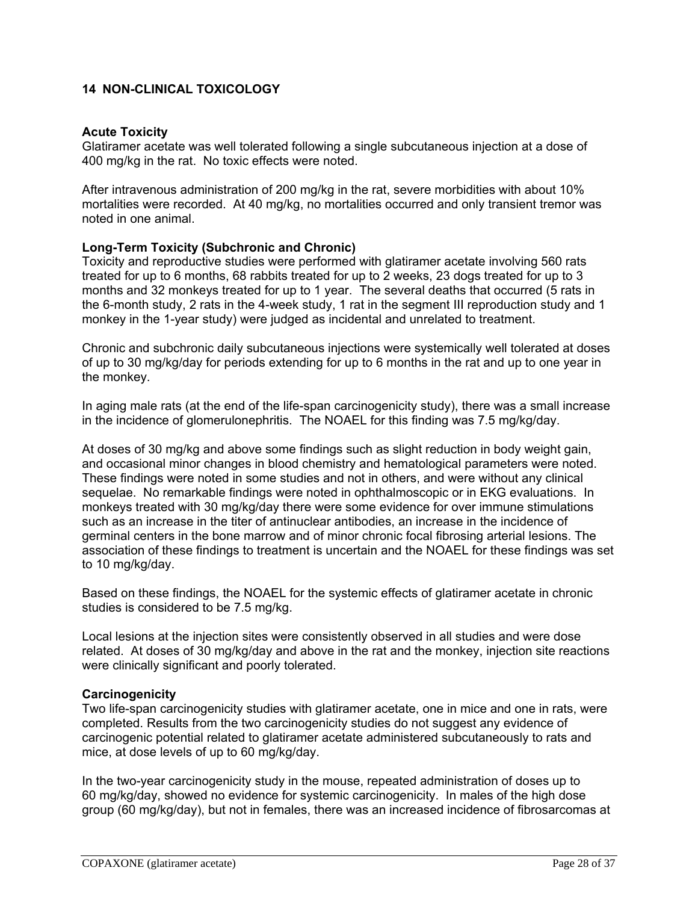## 14 NON-CLINICAL TOXICOLOGY

**Acute Toxicity**
Glatiramer acetate was well tolerated following a single subcutaneous injection at a dose of 400 mg/kg in the rat. No toxic effects were noted.

After intravenous administration of 200 mg/kg in the rat, severe morbidities with about 10% mortalities were recorded. At 40 mg/kg, no mortalities occurred and only transient tremor was noted in one animal.

**Long-Term Toxicity (Subchronic and Chronic)**
Toxicity and reproductive studies were performed with glatiramer acetate involving 560 rats treated for up to 6 months, 68 rabbits treated for up to 2 weeks, 23 dogs treated for up to 3 months and 32 monkeys treated for up to 1 year. The several deaths that occurred (5 rats in the 6-month study, 2 rats in the 4-week study, 1 rat in the segment III reproduction study and 1 monkey in the 1-year study) were judged as incidental and unrelated to treatment.

Chronic and subchronic daily subcutaneous injections were systemically well tolerated at doses of up to 30 mg/kg/day for periods extending for up to 6 months in the rat and up to one year in the monkey.

In aging male rats (at the end of the life-span carcinogenicity study), there was a small increase in the incidence of glomerulonephritis. The NOAEL for this finding was 7.5 mg/kg/day.

At doses of 30 mg/kg and above some findings such as slight reduction in body weight gain, and occasional minor changes in blood chemistry and hematological parameters were noted. These findings were noted in some studies and not in others, and were without any clinical sequelae. No remarkable findings were noted in ophthalmoscopic or in EKG evaluations. In monkeys treated with 30 mg/kg/day there were some evidence for over immune stimulations such as an increase in the titer of antinuclear antibodies, an increase in the incidence of germinal centers in the bone marrow and of minor chronic focal fibrosing arterial lesions. The association of these findings to treatment is uncertain and the NOAEL for these findings was set to 10 mg/kg/day.

Based on these findings, the NOAEL for the systemic effects of glatiramer acetate in chronic studies is considered to be 7.5 mg/kg.

Local lesions at the injection sites were consistently observed in all studies and were dose related. At doses of 30 mg/kg/day and above in the rat and the monkey, injection site reactions were clinically significant and poorly tolerated.

**Carcinogenicity**
Two life-span carcinogenicity studies with glatiramer acetate, one in mice and one in rats, were completed. Results from the two carcinogenicity studies do not suggest any evidence of carcinogenic potential related to glatiramer acetate administered subcutaneously to rats and mice, at dose levels of up to 60 mg/kg/day.

In the two-year carcinogenicity study in the mouse, repeated administration of doses up to 60 mg/kg/day, showed no evidence for systemic carcinogenicity. In males of the high dose group (60 mg/kg/day), but not in females, there was an increased incidence of fibrosarcomas at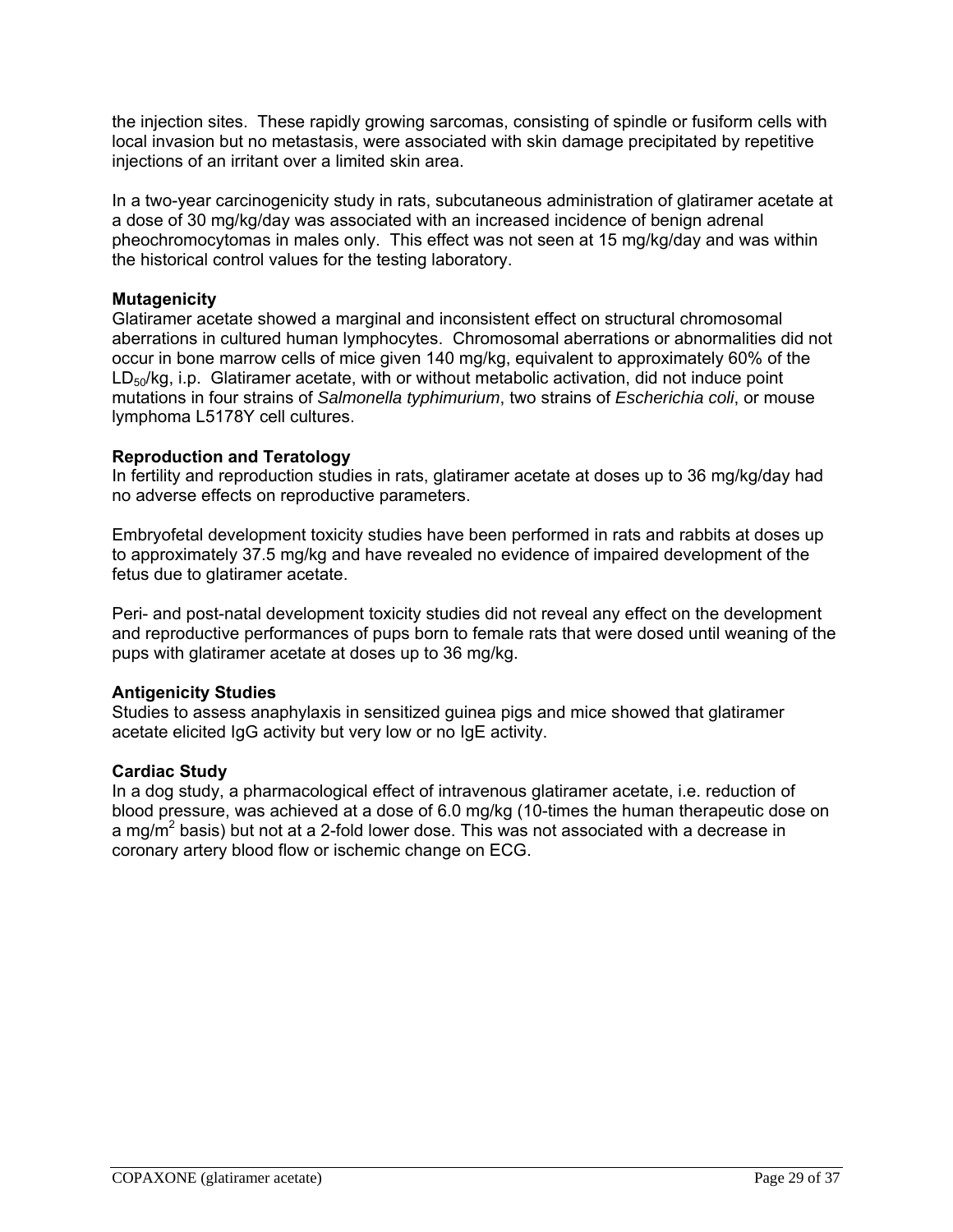the injection sites. These rapidly growing sarcomas, consisting of spindle or fusiform cells with local invasion but no metastasis, were associated with skin damage precipitated by repetitive injections of an irritant over a limited skin area.

In a two-year carcinogenicity study in rats, subcutaneous administration of glatiramer acetate at a dose of 30 mg/kg/day was associated with an increased incidence of benign adrenal pheochromocytomas in males only. This effect was not seen at 15 mg/kg/day and was within the historical control values for the testing laboratory.

**Mutagenicity**

Glatiramer acetate showed a marginal and inconsistent effect on structural chromosomal aberrations in cultured human lymphocytes. Chromosomal aberrations or abnormalities did not occur in bone marrow cells of mice given 140 mg/kg, equivalent to approximately 60% of the $LD_{50}$/kg, i.p. Glatiramer acetate, with or without metabolic activation, did not induce point mutations in four strains of *Salmonella typhimurium*, two strains of *Escherichia coli*, or mouse lymphoma L5178Y cell cultures.

**Reproduction and Teratology**

In fertility and reproduction studies in rats, glatiramer acetate at doses up to 36 mg/kg/day had no adverse effects on reproductive parameters.

Embryofetal development toxicity studies have been performed in rats and rabbits at doses up to approximately 37.5 mg/kg and have revealed no evidence of impaired development of the fetus due to glatiramer acetate.

Peri- and post-natal development toxicity studies did not reveal any effect on the development and reproductive performances of pups born to female rats that were dosed until weaning of the pups with glatiramer acetate at doses up to 36 mg/kg.

**Antigenicity Studies**

Studies to assess anaphylaxis in sensitized guinea pigs and mice showed that glatiramer acetate elicited IgG activity but very low or no IgE activity.

**Cardiac Study**

In a dog study, a pharmacological effect of intravenous glatiramer acetate, i.e. reduction of blood pressure, was achieved at a dose of 6.0 mg/kg (10-times the human therapeutic dose on a mg/$m^2$ basis) but not at a 2-fold lower dose. This was not associated with a decrease in coronary artery blood flow or ischemic change on ECG.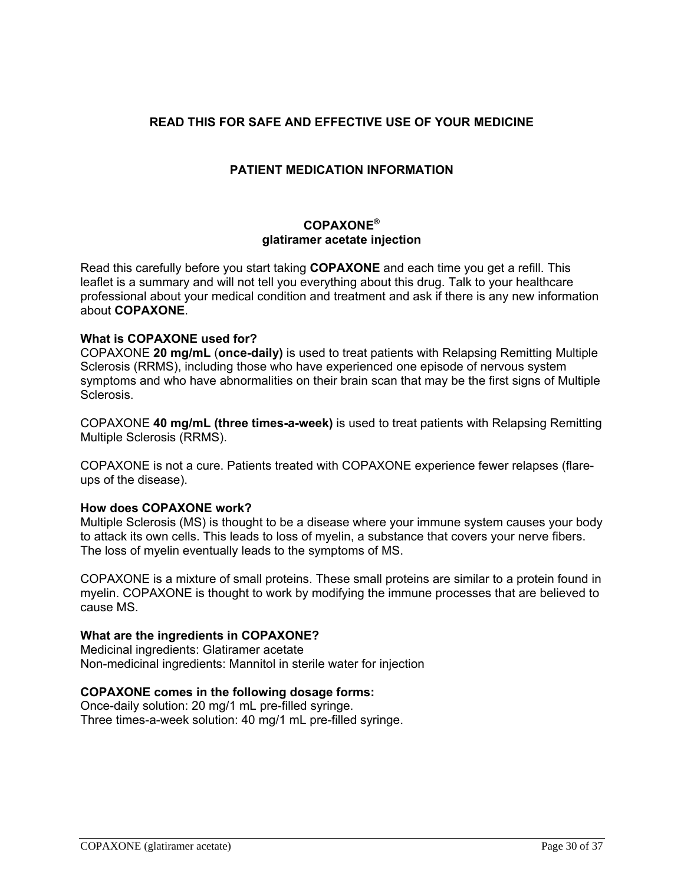**READ THIS FOR SAFE AND EFFECTIVE USE OF YOUR MEDICINE**

**PATIENT MEDICATION INFORMATION**

**COPAXONE®**
**glatiramer acetate injection**

Read this carefully before you start taking **COPAXONE** and each time you get a refill. This leaflet is a summary and will not tell you everything about this drug. Talk to your healthcare professional about your medical condition and treatment and ask if there is any new information about **COPAXONE**.

**What is COPAXONE used for?**
COPAXONE **20 mg/mL** (**once-daily)** is used to treat patients with Relapsing Remitting Multiple Sclerosis (RRMS), including those who have experienced one episode of nervous system symptoms and who have abnormalities on their brain scan that may be the first signs of Multiple Sclerosis.

COPAXONE **40 mg/mL (three times-a-week)** is used to treat patients with Relapsing Remitting Multiple Sclerosis (RRMS).

COPAXONE is not a cure. Patients treated with COPAXONE experience fewer relapses (flare-ups of the disease).

**How does COPAXONE work?**
Multiple Sclerosis (MS) is thought to be a disease where your immune system causes your body to attack its own cells. This leads to loss of myelin, a substance that covers your nerve fibers. The loss of myelin eventually leads to the symptoms of MS.

COPAXONE is a mixture of small proteins. These small proteins are similar to a protein found in myelin. COPAXONE is thought to work by modifying the immune processes that are believed to cause MS.

**What are the ingredients in COPAXONE?**
Medicinal ingredients: Glatiramer acetate
Non-medicinal ingredients: Mannitol in sterile water for injection

**COPAXONE comes in the following dosage forms:**
Once-daily solution: 20 mg/1 mL pre-filled syringe.
Three times-a-week solution: 40 mg/1 mL pre-filled syringe.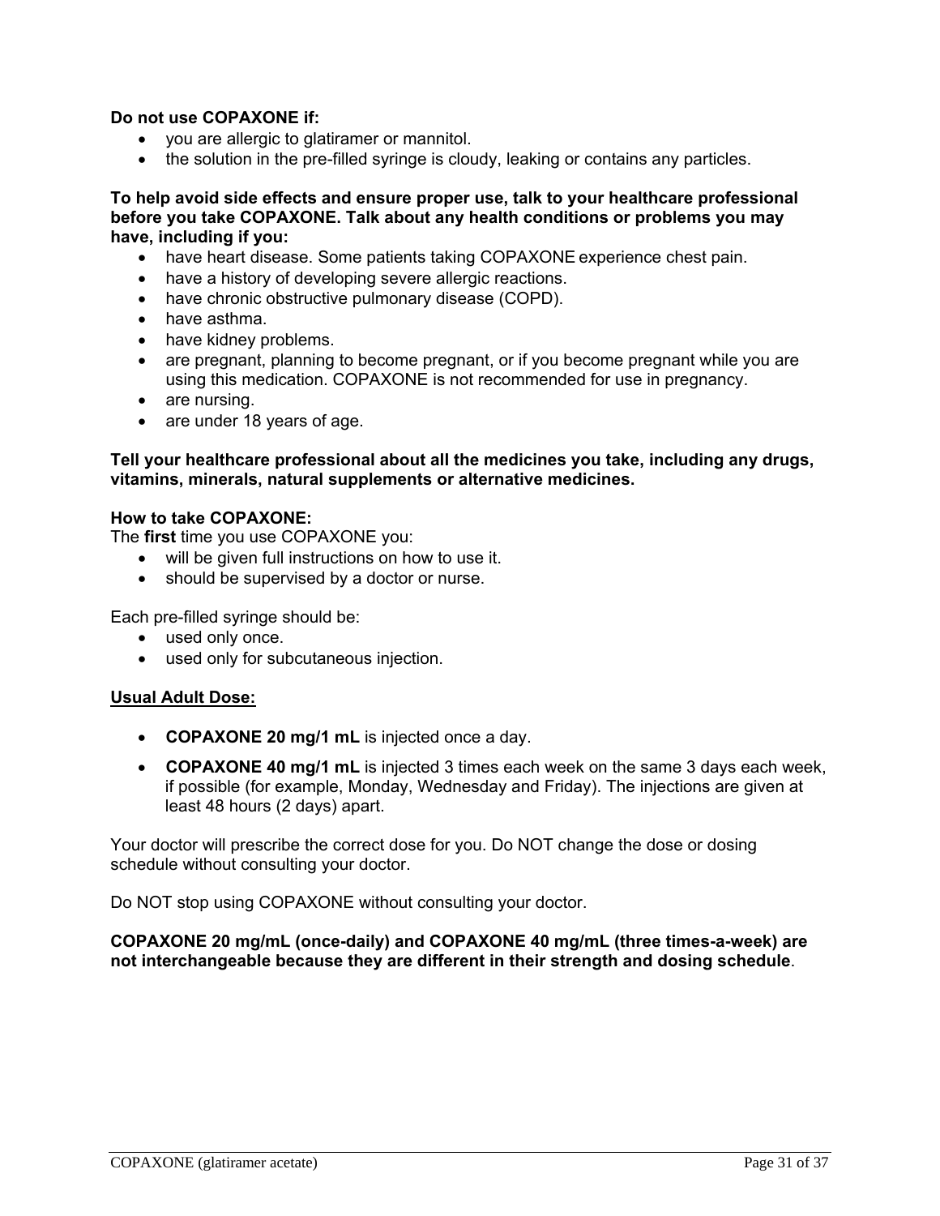**Do not use COPAXONE if:**

- you are allergic to glatiramer or mannitol.
- the solution in the pre-filled syringe is cloudy, leaking or contains any particles.

**To help avoid side effects and ensure proper use, talk to your healthcare professional before you take COPAXONE. Talk about any health conditions or problems you may have, including if you:**

- have heart disease. Some patients taking COPAXONE experience chest pain.
- have a history of developing severe allergic reactions.
- have chronic obstructive pulmonary disease (COPD).
- have asthma.
- have kidney problems.
- are pregnant, planning to become pregnant, or if you become pregnant while you are using this medication. COPAXONE is not recommended for use in pregnancy.
- are nursing.
- are under 18 years of age.

**Tell your healthcare professional about all the medicines you take, including any drugs, vitamins, minerals, natural supplements or alternative medicines.**

**How to take COPAXONE:**

The **first** time you use COPAXONE you:

- will be given full instructions on how to use it.
- should be supervised by a doctor or nurse.

Each pre-filled syringe should be:

- used only once.
- used only for subcutaneous injection.

**<u>Usual Adult Dose:</u>**

- **COPAXONE 20 mg/1 mL** is injected once a day.
- **COPAXONE 40 mg/1 mL** is injected 3 times each week on the same 3 days each week, if possible (for example, Monday, Wednesday and Friday). The injections are given at least 48 hours (2 days) apart.

Your doctor will prescribe the correct dose for you. Do NOT change the dose or dosing schedule without consulting your doctor.

Do NOT stop using COPAXONE without consulting your doctor.

**COPAXONE 20 mg/mL (once-daily) and COPAXONE 40 mg/mL (three times-a-week) are not interchangeable because they are different in their strength and dosing schedule**.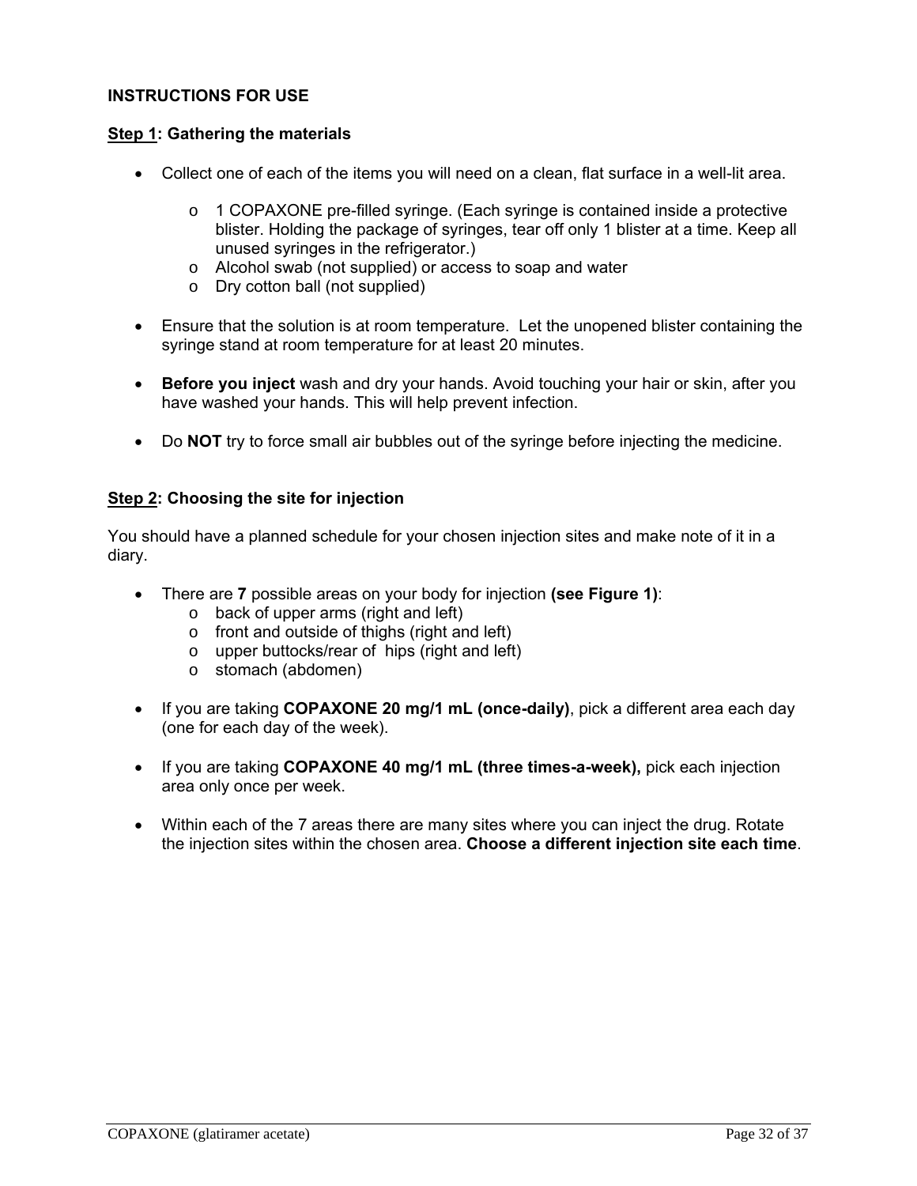## INSTRUCTIONS FOR USE

**Step 1: Gathering the materials**

- Collect one of each of the items you will need on a clean, flat surface in a well-lit area.
  - 1 COPAXONE pre-filled syringe. (Each syringe is contained inside a protective blister. Holding the package of syringes, tear off only 1 blister at a time. Keep all unused syringes in the refrigerator.)
  - Alcohol swab (not supplied) or access to soap and water
  - Dry cotton ball (not supplied)

- Ensure that the solution is at room temperature. Let the unopened blister containing the syringe stand at room temperature for at least 20 minutes.

- **Before you inject** wash and dry your hands. Avoid touching your hair or skin, after you have washed your hands. This will help prevent infection.

- Do **NOT** try to force small air bubbles out of the syringe before injecting the medicine.

**Step 2: Choosing the site for injection**

You should have a planned schedule for your chosen injection sites and make note of it in a diary.

- There are **7** possible areas on your body for injection **(see Figure 1)**:
  - back of upper arms (right and left)
  - front and outside of thighs (right and left)
  - upper buttocks/rear of hips (right and left)
  - stomach (abdomen)

- If you are taking **COPAXONE 20 mg/1 mL (once-daily)**, pick a different area each day (one for each day of the week).

- If you are taking **COPAXONE 40 mg/1 mL (three times-a-week),** pick each injection area only once per week.

- Within each of the 7 areas there are many sites where you can inject the drug. Rotate the injection sites within the chosen area. **Choose a different injection site each time**.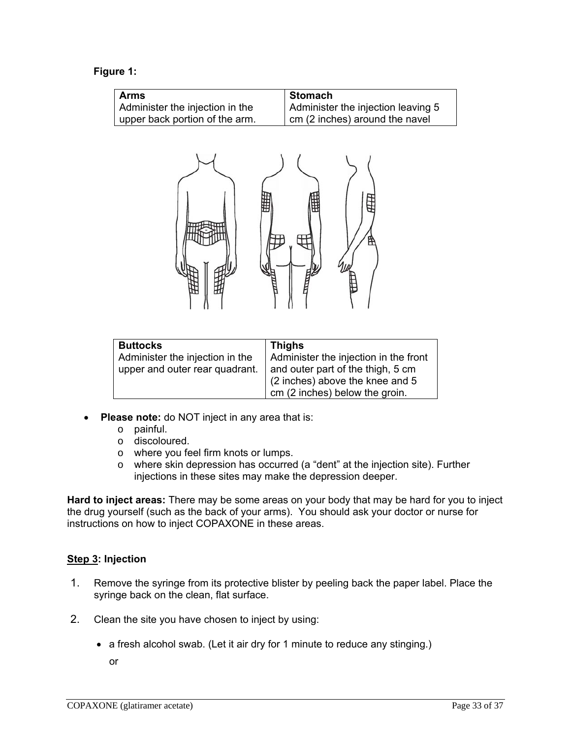**Figure 1:**

| **Arms** | **Stomach** |
|---|---|
| Administer the injection in the upper back portion of the arm. | Administer the injection leaving 5 cm (2 inches) around the navel |

| **Buttocks** | **Thighs** |
|---|---|
| Administer the injection in the upper and outer rear quadrant. | Administer the injection in the front and outer part of the thigh, 5 cm (2 inches) above the knee and 5 cm (2 inches) below the groin. |

- **Please note:** do NOT inject in any area that is:
  - painful.
  - discoloured.
  - where you feel firm knots or lumps.
  - where skin depression has occurred (a "dent" at the injection site). Further injections in these sites may make the depression deeper.

**Hard to inject areas:** There may be some areas on your body that may be hard for you to inject the drug yourself (such as the back of your arms). You should ask your doctor or nurse for instructions on how to inject COPAXONE in these areas.

**Step 3: Injection**

1. Remove the syringe from its protective blister by peeling back the paper label. Place the syringe back on the clean, flat surface.

2. Clean the site you have chosen to inject by using:

   - a fresh alcohol swab. (Let it air dry for 1 minute to reduce any stinging.)

   or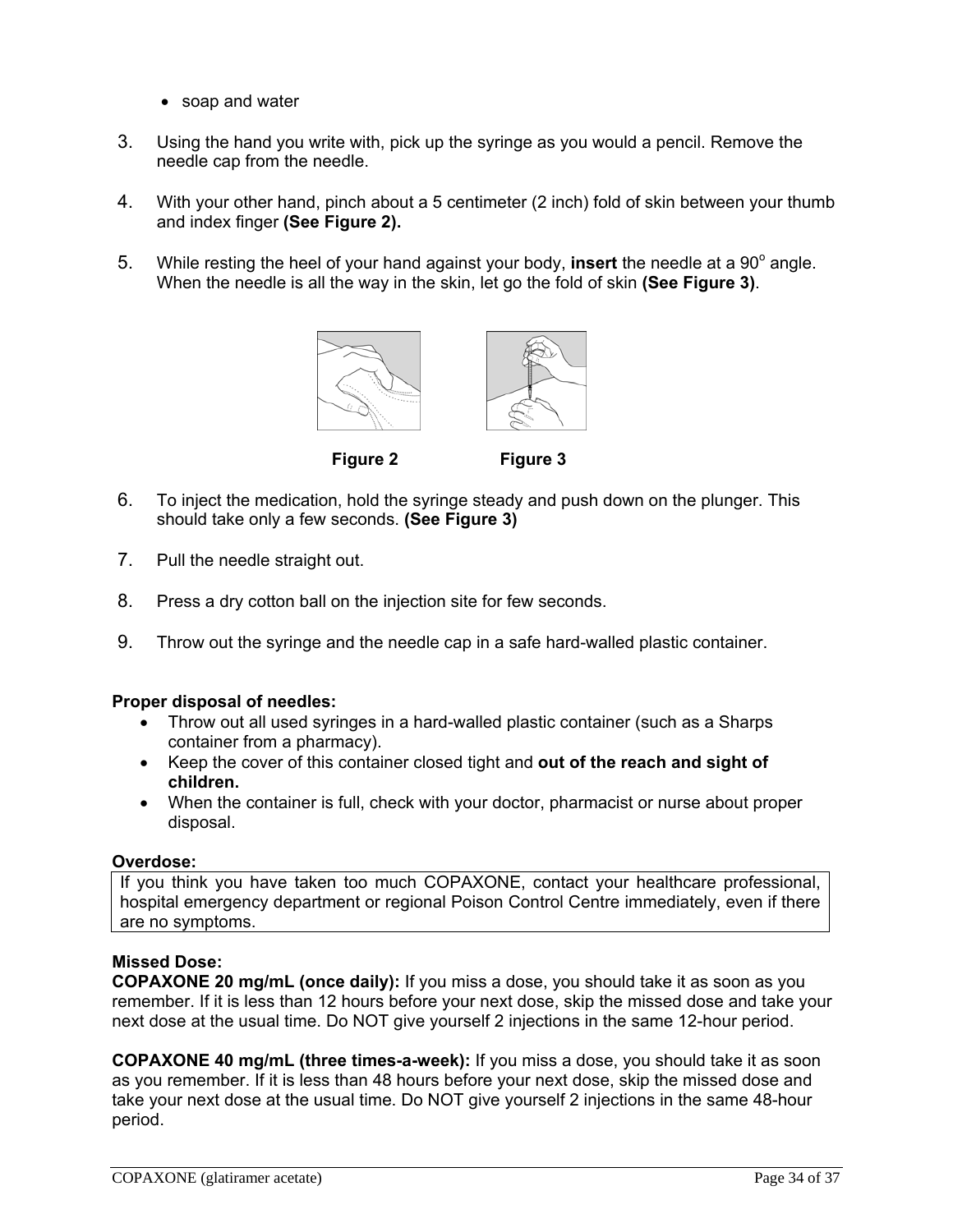- soap and water

3. Using the hand you write with, pick up the syringe as you would a pencil. Remove the needle cap from the needle.

4. With your other hand, pinch about a 5 centimeter (2 inch) fold of skin between your thumb and index finger **(See Figure 2).**

5. While resting the heel of your hand against your body, **insert** the needle at a 90° angle. When the needle is all the way in the skin, let go the fold of skin **(See Figure 3)**.

**Figure 2** **Figure 3**

6. To inject the medication, hold the syringe steady and push down on the plunger. This should take only a few seconds. **(See Figure 3)**

7. Pull the needle straight out.

8. Press a dry cotton ball on the injection site for few seconds.

9. Throw out the syringe and the needle cap in a safe hard-walled plastic container.

**Proper disposal of needles:**

- Throw out all used syringes in a hard-walled plastic container (such as a Sharps container from a pharmacy).
- Keep the cover of this container closed tight and **out of the reach and sight of children.**
- When the container is full, check with your doctor, pharmacist or nurse about proper disposal.

**Overdose:**

| If you think you have taken too much COPAXONE, contact your healthcare professional, hospital emergency department or regional Poison Control Centre immediately, even if there are no symptoms. |
| --- |

**Missed Dose:**

**COPAXONE 20 mg/mL (once daily):** If you miss a dose, you should take it as soon as you remember. If it is less than 12 hours before your next dose, skip the missed dose and take your next dose at the usual time. Do NOT give yourself 2 injections in the same 12-hour period.

**COPAXONE 40 mg/mL (three times-a-week):** If you miss a dose, you should take it as soon as you remember. If it is less than 48 hours before your next dose, skip the missed dose and take your next dose at the usual time. Do NOT give yourself 2 injections in the same 48-hour period.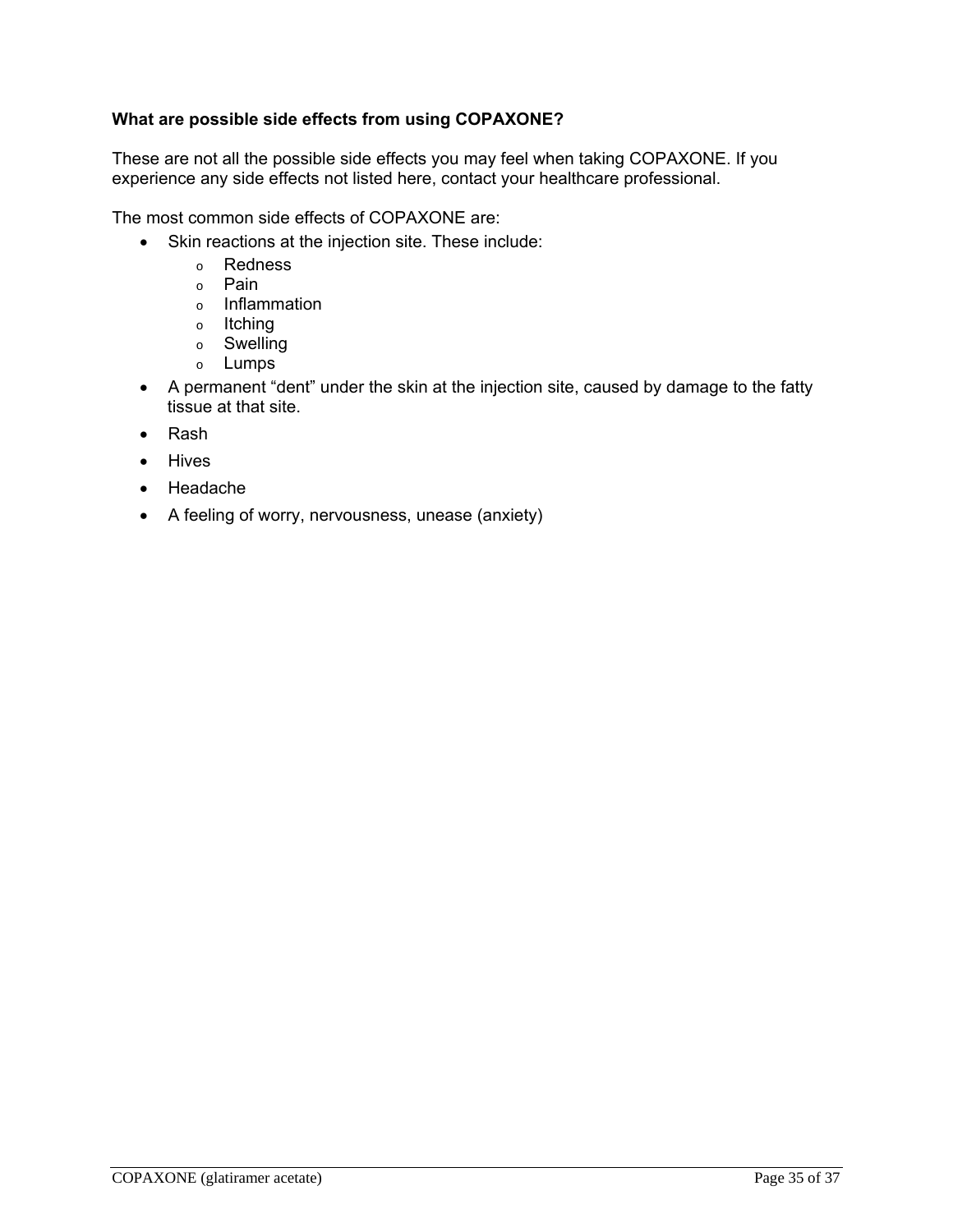**What are possible side effects from using COPAXONE?**

These are not all the possible side effects you may feel when taking COPAXONE. If you experience any side effects not listed here, contact your healthcare professional.

The most common side effects of COPAXONE are:

- Skin reactions at the injection site. These include:
  - Redness
  - Pain
  - Inflammation
  - Itching
  - Swelling
  - Lumps
- A permanent “dent” under the skin at the injection site, caused by damage to the fatty tissue at that site.
- Rash
- Hives
- Headache
- A feeling of worry, nervousness, unease (anxiety)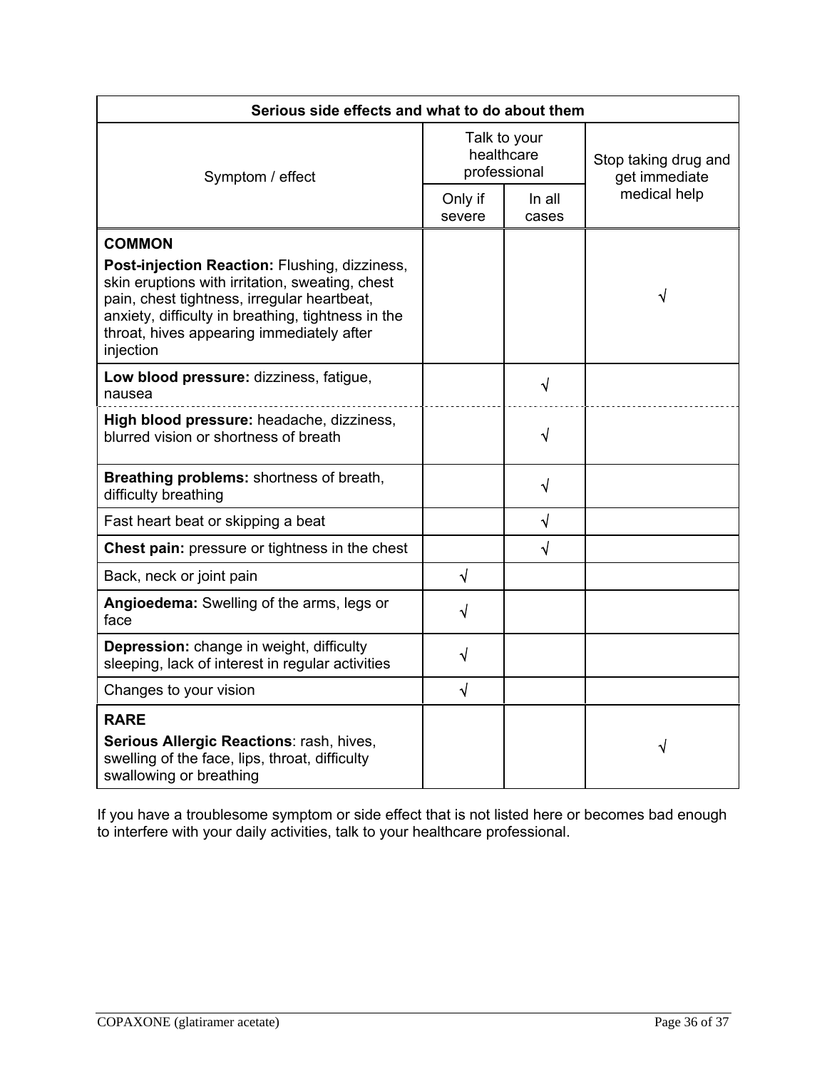| Serious side effects and what to do about them | | | |
|---|---|---|---|
| Symptom / effect | Talk to your healthcare professional | | Stop taking drug and get immediate medical help |
| | Only if severe | In all cases | |
| **COMMON**<br>**Post-injection Reaction:** Flushing, dizziness, skin eruptions with irritation, sweating, chest pain, chest tightness, irregular heartbeat, anxiety, difficulty in breathing, tightness in the throat, hives appearing immediately after injection | | | √ |
| **Low blood pressure:** dizziness, fatigue, nausea | | √ | |
| **High blood pressure:** headache, dizziness, blurred vision or shortness of breath | | √ | |
| **Breathing problems:** shortness of breath, difficulty breathing | | √ | |
| Fast heart beat or skipping a beat | | √ | |
| **Chest pain:** pressure or tightness in the chest | | √ | |
| Back, neck or joint pain | √ | | |
| **Angioedema:** Swelling of the arms, legs or face | √ | | |
| **Depression:** change in weight, difficulty sleeping, lack of interest in regular activities | √ | | |
| Changes to your vision | √ | | |
| **RARE**<br>**Serious Allergic Reactions**: rash, hives, swelling of the face, lips, throat, difficulty swallowing or breathing | | | √ |

If you have a troublesome symptom or side effect that is not listed here or becomes bad enough to interfere with your daily activities, talk to your healthcare professional.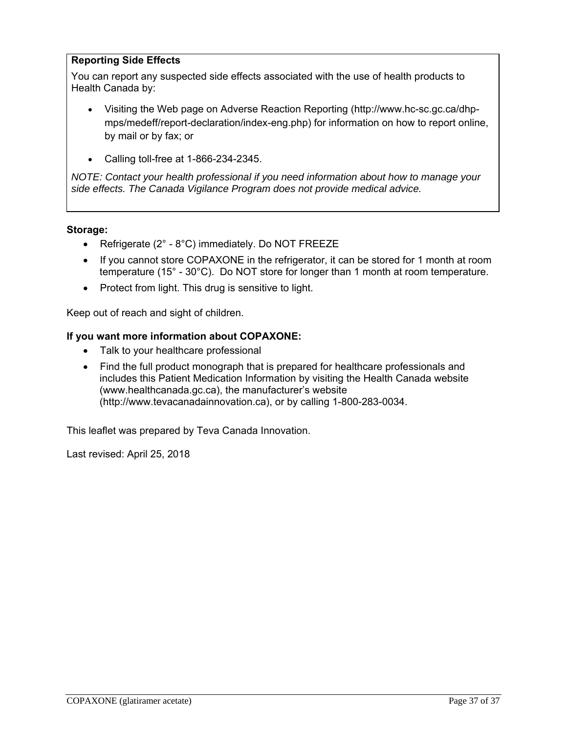**Reporting Side Effects**

You can report any suspected side effects associated with the use of health products to Health Canada by:

- Visiting the Web page on Adverse Reaction Reporting (http://www.hc-sc.gc.ca/dhp-mps/medeff/report-declaration/index-eng.php) for information on how to report online, by mail or by fax; or
- Calling toll-free at 1-866-234-2345.

*NOTE: Contact your health professional if you need information about how to manage your side effects. The Canada Vigilance Program does not provide medical advice.*

**Storage:**

- Refrigerate (2° - 8°C) immediately. Do NOT FREEZE
- If you cannot store COPAXONE in the refrigerator, it can be stored for 1 month at room temperature (15° - 30°C). Do NOT store for longer than 1 month at room temperature.
- Protect from light. This drug is sensitive to light.

Keep out of reach and sight of children.

**If you want more information about COPAXONE:**

- Talk to your healthcare professional
- Find the full product monograph that is prepared for healthcare professionals and includes this Patient Medication Information by visiting the Health Canada website (www.healthcanada.gc.ca), the manufacturer's website (http://www.tevacanadainnovation.ca), or by calling 1-800-283-0034.

This leaflet was prepared by Teva Canada Innovation.

Last revised: April 25, 2018